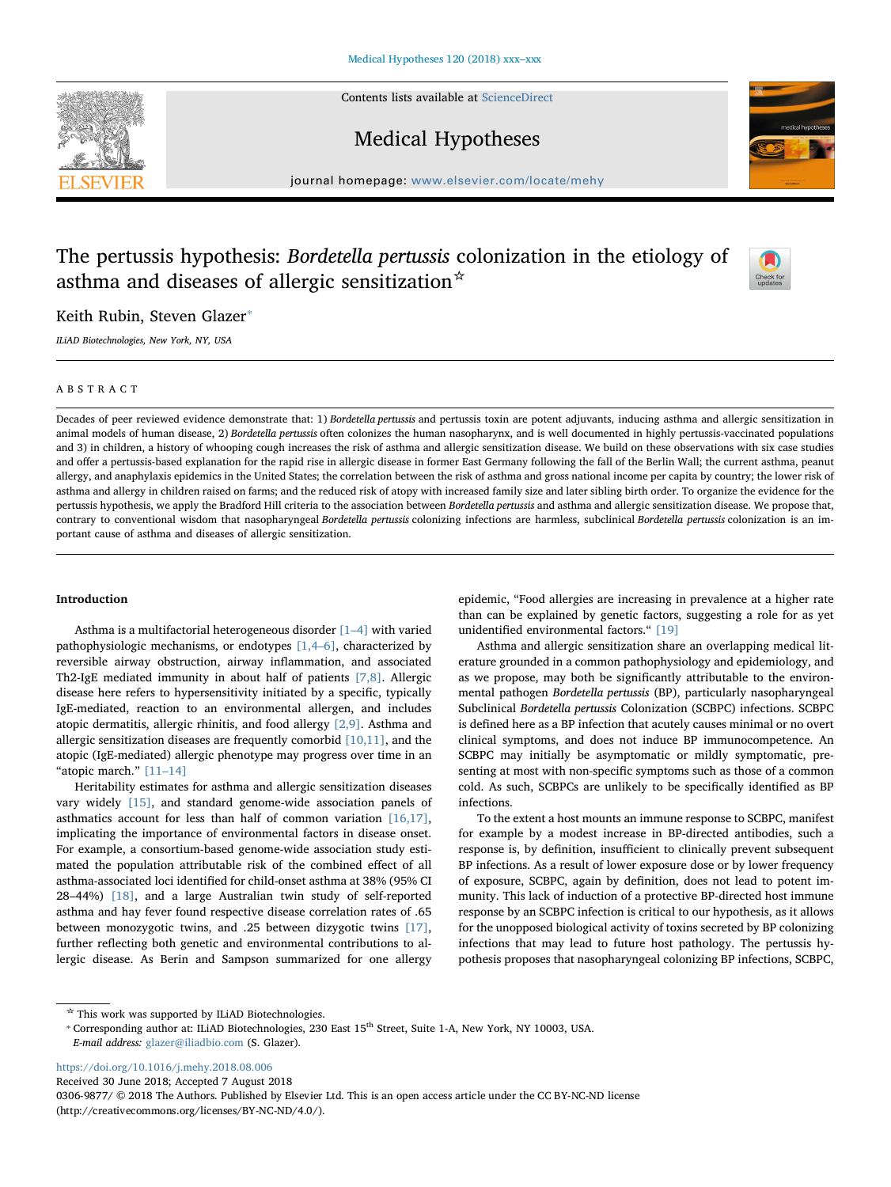# The pertussis hypothesis: *Bordetella pertussis* colonization in the etiology of asthma and diseases of allergic sensitization☆

Keith Rubin, Steven Glazer*

*ILiAD Biotechnologies, New York, NY, USA*

## ABSTRACT

Decades of peer reviewed evidence demonstrate that: 1) *Bordetella pertussis* and pertussis toxin are potent adjuvants, inducing asthma and allergic sensitization in animal models of human disease, 2) *Bordetella pertussis* often colonizes the human nasopharynx, and is well documented in highly pertussis-vaccinated populations and 3) in children, a history of whooping cough increases the risk of asthma and allergic sensitization disease. We build on these observations with six case studies and offer a pertussis-based explanation for the rapid rise in allergic disease in former East Germany following the fall of the Berlin Wall; the current asthma, peanut allergy, and anaphylaxis epidemics in the United States; the correlation between the risk of asthma and gross national income per capita by country; the lower risk of asthma and allergy in children raised on farms; and the reduced risk of atopy with increased family size and later sibling birth order. To organize the evidence for the pertussis hypothesis, we apply the Bradford Hill criteria to the association between *Bordetella pertussis* and asthma and allergic sensitization disease. We propose that, contrary to conventional wisdom that nasopharyngeal *Bordetella pertussis* colonizing infections are harmless, subclinical *Bordetella pertussis* colonization is an important cause of asthma and diseases of allergic sensitization.

## Introduction

Asthma is a multifactorial heterogeneous disorder [1–4] with varied pathophysiologic mechanisms, or endotypes [1,4–6], characterized by reversible airway obstruction, airway inflammation, and associated Th2-IgE mediated immunity in about half of patients [7,8]. Allergic disease here refers to hypersensitivity initiated by a specific, typically IgE-mediated, reaction to an environmental allergen, and includes atopic dermatitis, allergic rhinitis, and food allergy [2,9]. Asthma and allergic sensitization diseases are frequently comorbid [10,11], and the atopic (IgE-mediated) allergic phenotype may progress over time in an "atopic march." [11–14]

Heritability estimates for asthma and allergic sensitization diseases vary widely [15], and standard genome-wide association panels of asthmatics account for less than half of common variation [16,17], implicating the importance of environmental factors in disease onset. For example, a consortium-based genome-wide association study estimated the population attributable risk of the combined effect of all asthma-associated loci identified for child-onset asthma at 38% (95% CI 28–44%) [18], and a large Australian twin study of self-reported asthma and hay fever found respective disease correlation rates of .65 between monozygotic twins, and .25 between dizygotic twins [17], further reflecting both genetic and environmental contributions to allergic disease. As Berin and Sampson summarized for one allergy epidemic, "Food allergies are increasing in prevalence at a higher rate than can be explained by genetic factors, suggesting a role for as yet unidentified environmental factors." [19]

Asthma and allergic sensitization share an overlapping medical literature grounded in a common pathophysiology and epidemiology, and as we propose, may both be significantly attributable to the environmental pathogen *Bordetella pertussis* (BP), particularly nasopharyngeal Subclinical *Bordetella pertussis* Colonization (SCBPC) infections. SCBPC is defined here as a BP infection that acutely causes minimal or no overt clinical symptoms, and does not induce BP immunocompetence. An SCBPC may initially be asymptomatic or mildly symptomatic, presenting at most with non-specific symptoms such as those of a common cold. As such, SCBPCs are unlikely to be specifically identified as BP infections.

To the extent a host mounts an immune response to SCBPC, manifest for example by a modest increase in BP-directed antibodies, such a response is, by definition, insufficient to clinically prevent subsequent BP infections. As a result of lower exposure dose or by lower frequency of exposure, SCBPC, again by definition, does not lead to potent immunity. This lack of induction of a protective BP-directed host immune response by an SCBPC infection is critical to our hypothesis, as it allows for the unopposed biological activity of toxins secreted by BP colonizing infections that may lead to future host pathology. The pertussis hypothesis proposes that nasopharyngeal colonizing BP infections, SCBPC,

---

☆ This work was supported by ILiAD Biotechnologies.

* Corresponding author at: ILiAD Biotechnologies, 230 East 15th Street, Suite 1-A, New York, NY 10003, USA.
*E-mail address:* glazer@iliadbio.com (S. Glazer).

https://doi.org/10.1016/j.mehy.2018.08.006
Received 30 June 2018; Accepted 7 August 2018
0306-9877/ © 2018 The Authors. Published by Elsevier Ltd. This is an open access article under the CC BY-NC-ND license (http://creativecommons.org/licenses/BY-NC-ND/4.0/).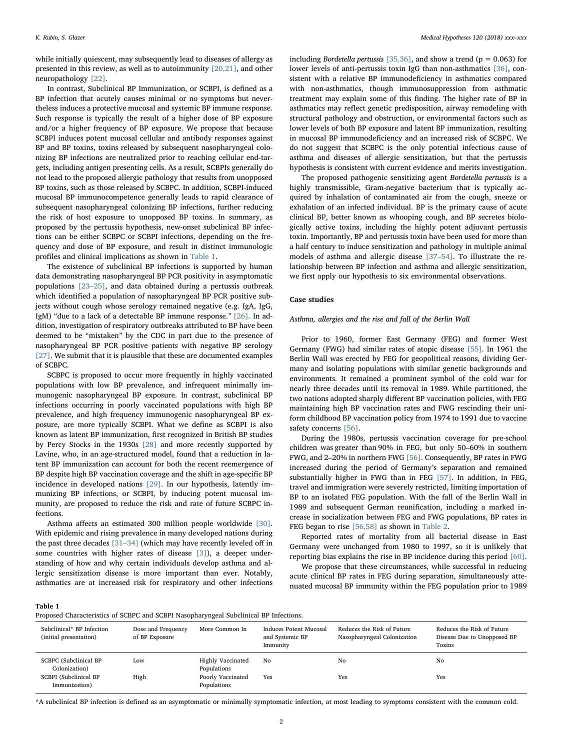while initially quiescent, may subsequently lead to diseases of allergy as presented in this review, as well as to autoimmunity [20,21], and other neuropathology [22].

In contrast, Subclinical BP Immunization, or SCBPI, is defined as a BP infection that acutely causes minimal or no symptoms but nevertheless induces a protective mucosal and systemic BP immune response. Such response is typically the result of a higher dose of BP exposure and/or a higher frequency of BP exposure. We propose that because SCBPI induces potent mucosal cellular and antibody responses against BP and BP toxins, toxins released by subsequent nasopharyngeal colonizing BP infections are neutralized prior to reaching cellular end-targets, including antigen presenting cells. As a result, SCBPIs generally do not lead to the proposed allergic pathology that results from unopposed BP toxins, such as those released by SCBPC. In addition, SCBPI-induced mucosal BP immunocompetence generally leads to rapid clearance of subsequent nasopharyngeal colonizing BP infections, further reducing the risk of host exposure to unopposed BP toxins. In summary, as proposed by the pertussis hypothesis, new-onset subclinical BP infections can be either SCBPC or SCBPI infections, depending on the frequency and dose of BP exposure, and result in distinct immunologic profiles and clinical implications as shown in Table 1.

The existence of subclinical BP infections is supported by human data demonstrating nasopharyngeal BP PCR positivity in asymptomatic populations [23–25], and data obtained during a pertussis outbreak which identified a population of nasopharyngeal BP PCR positive subjects without cough whose serology remained negative (e.g. IgA, IgG, IgM) "due to a lack of a detectable BP immune response." [26]. In addition, investigation of respiratory outbreaks attributed to BP have been deemed to be "mistaken" by the CDC in part due to the presence of nasopharyngeal BP PCR positive patients with negative BP serology [27]. We submit that it is plausible that these are documented examples of SCBPC.

SCBPC is proposed to occur more frequently in highly vaccinated populations with low BP prevalence, and infrequent minimally immunogenic nasopharyngeal BP exposure. In contrast, subclinical BP infections occurring in poorly vaccinated populations with high BP prevalence, and high frequency immunogenic nasopharyngeal BP exposure, are more typically SCBPI. What we define as SCBPI is also known as latent BP immunization, first recognized in British BP studies by Percy Stocks in the 1930s [28] and more recently supported by Lavine, who, in an age-structured model, found that a reduction in latent BP immunization can account for both the recent reemergence of BP despite high BP vaccination coverage and the shift in age-specific BP incidence in developed nations [29]. In our hypothesis, latently immunizing BP infections, or SCBPI, by inducing potent mucosal immunity, are proposed to reduce the risk and rate of future SCBPC infections.

Asthma affects an estimated 300 million people worldwide [30]. With epidemic and rising prevalence in many developed nations during the past three decades [31–34] (which may have recently leveled off in some countries with higher rates of disease [3]), a deeper understanding of how and why certain individuals develop asthma and allergic sensitization disease is more important than ever. Notably, asthmatics are at increased risk for respiratory and other infections including *Bordetella pertussis* [35,36], and show a trend ($p = 0.063$) for lower levels of anti-pertussis toxin IgG than non-asthmatics [36], consistent with a relative BP immunodeficiency in asthmatics compared with non-asthmatics, though immunosuppression from asthmatic treatment may explain some of this finding. The higher rate of BP in asthmatics may reflect genetic predisposition, airway remodeling with structural pathology and obstruction, or environmental factors such as lower levels of both BP exposure and latent BP immunization, resulting in mucosal BP immunodeficiency and an increased risk of SCBPC. We do not suggest that SCBPC is the only potential infectious cause of asthma and diseases of allergic sensitization, but that the pertussis hypothesis is consistent with current evidence and merits investigation.

The proposed pathogenic sensitizing agent *Bordetella pertussis* is a highly transmissible, Gram-negative bacterium that is typically acquired by inhalation of contaminated air from the cough, sneeze or exhalation of an infected individual. BP is the primary cause of acute clinical BP, better known as whooping cough, and BP secretes biologically active toxins, including the highly potent adjuvant pertussis toxin. Importantly, BP and pertussis toxin have been used for more than a half century to induce sensitization and pathology in multiple animal models of asthma and allergic disease [37–54]. To illustrate the relationship between BP infection and asthma and allergic sensitization, we first apply our hypothesis to six environmental observations.

## Case studies

### Asthma, allergies and the rise and fall of the Berlin Wall

Prior to 1960, former East Germany (FEG) and former West Germany (FWG) had similar rates of atopic disease [55]. In 1961 the Berlin Wall was erected by FEG for geopolitical reasons, dividing Germany and isolating populations with similar genetic backgrounds and environments. It remained a prominent symbol of the cold war for nearly three decades until its removal in 1989. While partitioned, the two nations adopted sharply different BP vaccination policies, with FEG maintaining high BP vaccination rates and FWG rescinding their uniform childhood BP vaccination policy from 1974 to 1991 due to vaccine safety concerns [56].

During the 1980s, pertussis vaccination coverage for pre-school children was greater than 90% in FEG, but only 50–60% in southern FWG, and 2–20% in northern FWG [56]. Consequently, BP rates in FWG increased during the period of Germany's separation and remained substantially higher in FWG than in FEG [57]. In addition, in FEG, travel and immigration were severely restricted, limiting importation of BP to an isolated FEG population. With the fall of the Berlin Wall in 1989 and subsequent German reunification, including a marked increase in socialization between FEG and FWG populations, BP rates in FEG began to rise [56,58] as shown in Table 2.

Reported rates of mortality from all bacterial disease in East Germany were unchanged from 1980 to 1997, so it is unlikely that reporting bias explains the rise in BP incidence during this period [60].

We propose that these circumstances, while successful in reducing acute clinical BP rates in FEG during separation, simultaneously attenuated mucosal BP immunity within the FEG population prior to 1989

**Table 1**
Proposed Characteristics of SCBPC and SCBPI Nasopharyngeal Subclinical BP Infections.

| Subclinical* BP Infection (initial presentation) | Dose and Frequency of BP Exposure | More Common In | Induces Potent Mucosal and Systemic BP Immunity | Reduces the Risk of Future Nasopharyngeal Colonization | Reduces the Risk of Future Disease Due to Unopposed BP Toxins |
|---|---|---|---|---|---|
| SCBPC (Subclinical BP Colonization) | Low | Highly Vaccinated Populations | No | No | No |
| SCBPI (Subclinical BP Immunization) | High | Poorly Vaccinated Populations | Yes | Yes | Yes |

*A subclinical BP infection is defined as an asymptomatic or minimally symptomatic infection, at most leading to symptoms consistent with the common cold.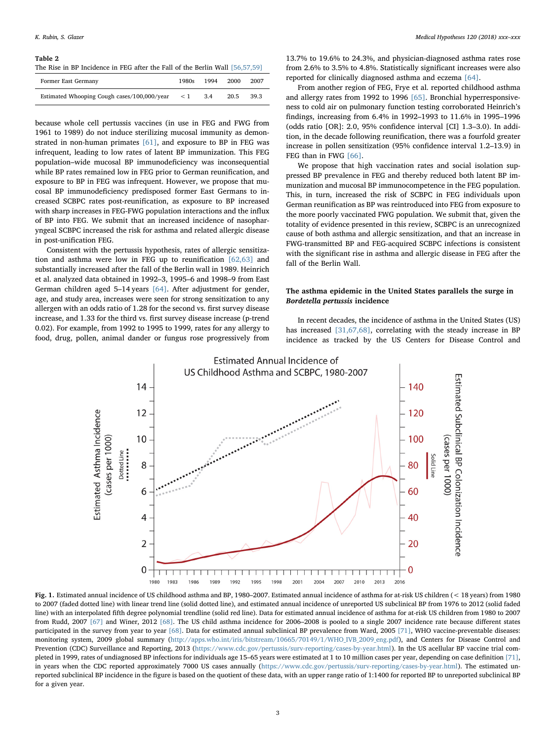**Table 2**
The Rise in BP Incidence in FEG after the Fall of the Berlin Wall [56,57,59]

| Former East Germany | 1980s | 1994 | 2000 | 2007 |
|---|---|---|---|---|
| Estimated Whooping Cough cases/100,000/year | < 1 | 3.4 | 20.5 | 39.3 |

because whole cell pertussis vaccines (in use in FEG and FWG from 1961 to 1989) do not induce sterilizing mucosal immunity as demonstrated in non-human primates [61], and exposure to BP in FEG was infrequent, leading to low rates of latent BP immunization. This FEG population–wide mucosal BP immunodeficiency was inconsequential while BP rates remained low in FEG prior to German reunification, and exposure to BP in FEG was infrequent. However, we propose that mucosal BP immunodeficiency predisposed former East Germans to increased SCBPC rates post-reunification, as exposure to BP increased with sharp increases in FEG-FWG population interactions and the influx of BP into FEG. We submit that an increased incidence of nasopharyngeal SCBPC increased the risk for asthma and related allergic disease in post-unification FEG.

Consistent with the pertussis hypothesis, rates of allergic sensitization and asthma were low in FEG up to reunification [62,63] and substantially increased after the fall of the Berlin wall in 1989. Heinrich et al. analyzed data obtained in 1992–3, 1995–6 and 1998–9 from East German children aged 5–14 years [64]. After adjustment for gender, age, and study area, increases were seen for strong sensitization to any allergen with an odds ratio of 1.28 for the second vs. first survey disease increase, and 1.33 for the third vs. first survey disease increase (p-trend 0.02). For example, from 1992 to 1995 to 1999, rates for any allergy to food, drug, pollen, animal dander or fungus rose progressively from 13.7% to 19.6% to 24.3%, and physician-diagnosed asthma rates rose from 2.6% to 3.5% to 4.8%. Statistically significant increases were also reported for clinically diagnosed asthma and eczema [64].

From another region of FEG, Frye et al. reported childhood asthma and allergy rates from 1992 to 1996 [65]. Bronchial hyperresponsiveness to cold air on pulmonary function testing corroborated Heinrich's findings, increasing from 6.4% in 1992–1993 to 11.6% in 1995–1996 (odds ratio [OR]: 2.0, 95% confidence interval [CI] 1.3–3.0). In addition, in the decade following reunification, there was a fourfold greater increase in pollen sensitization (95% confidence interval 1.2–13.9) in FEG than in FWG [66].

We propose that high vaccination rates and social isolation suppressed BP prevalence in FEG and thereby reduced both latent BP immunization and mucosal BP immunocompetence in the FEG population. This, in turn, increased the risk of SCBPC in FEG individuals upon German reunification as BP was reintroduced into FEG from exposure to the more poorly vaccinated FWG population. We submit that, given the totality of evidence presented in this review, SCBPC is an unrecognized cause of both asthma and allergic sensitization, and that an increase in FWG-transmitted BP and FEG-acquired SCBPC infections is consistent with the significant rise in asthma and allergic disease in FEG after the fall of the Berlin Wall.

## The asthma epidemic in the United States parallels the surge in *Bordetella pertussis* incidence

In recent decades, the incidence of asthma in the United States (US) has increased [31,67,68], correlating with the steady increase in BP incidence as tracked by the US Centers for Disease Control and

**Fig. 1.** Estimated annual incidence of US childhood asthma and BP, 1980–2007. Estimated annual incidence of asthma for at-risk US children (< 18 years) from 1980 to 2007 (faded dotted line) with linear trend line (solid dotted line), and estimated annual incidence of unreported US subclinical BP from 1976 to 2012 (solid faded line) with an interpolated fifth degree polynomial trendline (solid red line). Data for estimated annual incidence of asthma for at-risk US children from 1980 to 2007 from Rudd, 2007 [67] and Winer, 2012 [68]. The US child asthma incidence for 2006–2008 is pooled to a single 2007 incidence rate because different states participated in the survey from year to year [68]. Data for estimated annual subclinical BP prevalence from Ward, 2005 [71], WHO vaccine-preventable diseases: monitoring system, 2009 global summary (http://apps.who.int/iris/bitstream/10665/70149/1/WHO_IVB_2009_eng.pdf), and Centers for Disease Control and Prevention (CDC) Surveillance and Reporting, 2013 (https://www.cdc.gov/pertussis/surv-reporting/cases-by-year.html). In the US acellular BP vaccine trial completed in 1999, rates of undiagnosed BP infections for individuals age 15–65 years were estimated at 1 to 10 million cases per year, depending on case definition [71], in years when the CDC reported approximately 7000 US cases annually (https://www.cdc.gov/pertussis/surv-reporting/cases-by-year.html). The estimated unreported subclinical BP incidence in the figure is based on the quotient of these data, with an upper range ratio of 1:1400 for reported BP to unreported subclinical BP for a given year.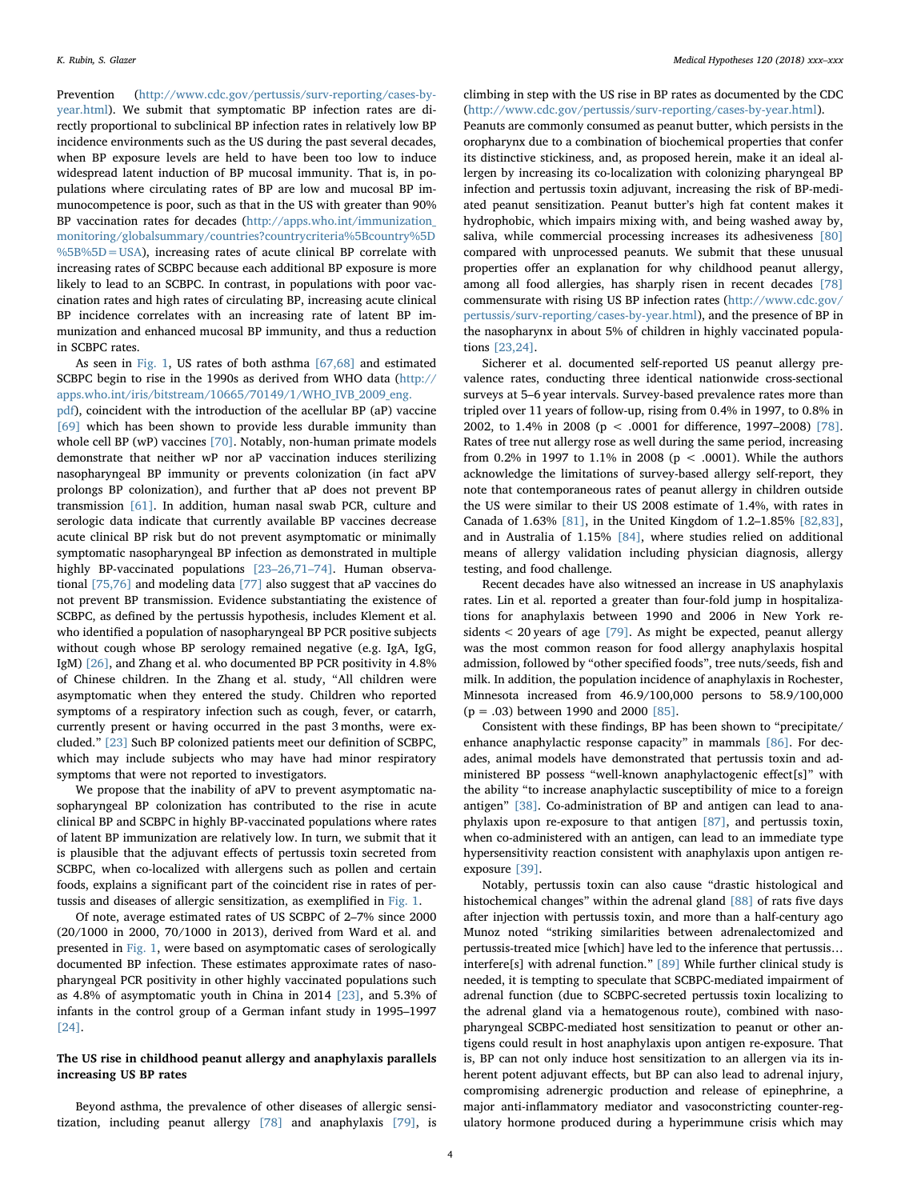Prevention (http://www.cdc.gov/pertussis/surv-reporting/cases-by-year.html). We submit that symptomatic BP infection rates are directly proportional to subclinical BP infection rates in relatively low BP incidence environments such as the US during the past several decades, when BP exposure levels are held to have been too low to induce widespread latent induction of BP mucosal immunity. That is, in populations where circulating rates of BP are low and mucosal BP immunocompetence is poor, such as that in the US with greater than 90% BP vaccination rates for decades (http://apps.who.int/immunization_monitoring/globalsummary/countries?countrycriteria%5Bcountry%5D%5B%5D=USA), increasing rates of acute clinical BP correlate with increasing rates of SCBPC because each additional BP exposure is more likely to lead to an SCBPC. In contrast, in populations with poor vaccination rates and high rates of circulating BP, increasing acute clinical BP incidence correlates with an increasing rate of latent BP immunization and enhanced mucosal BP immunity, and thus a reduction in SCBPC rates.

As seen in Fig. 1, US rates of both asthma [67,68] and estimated SCBPC begin to rise in the 1990s as derived from WHO data (http://apps.who.int/iris/bitstream/10665/70149/1/WHO_IVB_2009_eng.pdf), coincident with the introduction of the acellular BP (aP) vaccine [69] which has been shown to provide less durable immunity than whole cell BP (wP) vaccines [70]. Notably, non-human primate models demonstrate that neither wP nor aP vaccination induces sterilizing nasopharyngeal BP immunity or prevents colonization (in fact aPV prolongs BP colonization), and further that aP does not prevent BP transmission [61]. In addition, human nasal swab PCR, culture and serologic data indicate that currently available BP vaccines decrease acute clinical BP risk but do not prevent asymptomatic or minimally symptomatic nasopharyngeal BP infection as demonstrated in multiple highly BP-vaccinated populations [23–26,71–74]. Human observational [75,76] and modeling data [77] also suggest that aP vaccines do not prevent BP transmission. Evidence substantiating the existence of SCBPC, as defined by the pertussis hypothesis, includes Klement et al. who identified a population of nasopharyngeal BP PCR positive subjects without cough whose BP serology remained negative (e.g. IgA, IgG, IgM) [26], and Zhang et al. who documented BP PCR positivity in 4.8% of Chinese children. In the Zhang et al. study, "All children were asymptomatic when they entered the study. Children who reported symptoms of a respiratory infection such as cough, fever, or catarrh, currently present or having occurred in the past 3 months, were excluded." [23] Such BP colonized patients meet our definition of SCBPC, which may include subjects who may have had minor respiratory symptoms that were not reported to investigators.

We propose that the inability of aPV to prevent asymptomatic nasopharyngeal BP colonization has contributed to the rise in acute clinical BP and SCBPC in highly BP-vaccinated populations where rates of latent BP immunization are relatively low. In turn, we submit that it is plausible that the adjuvant effects of pertussis toxin secreted from SCBPC, when co-localized with allergens such as pollen and certain foods, explains a significant part of the coincident rise in rates of pertussis and diseases of allergic sensitization, as exemplified in Fig. 1.

Of note, average estimated rates of US SCBPC of 2–7% since 2000 (20/1000 in 2000, 70/1000 in 2013), derived from Ward et al. and presented in Fig. 1, were based on asymptomatic cases of serologically documented BP infection. These estimates approximate rates of nasopharyngeal PCR positivity in other highly vaccinated populations such as 4.8% of asymptomatic youth in China in 2014 [23], and 5.3% of infants in the control group of a German infant study in 1995–1997 [24].

## The US rise in childhood peanut allergy and anaphylaxis parallels increasing US BP rates

Beyond asthma, the prevalence of other diseases of allergic sensitization, including peanut allergy [78] and anaphylaxis [79], is climbing in step with the US rise in BP rates as documented by the CDC (http://www.cdc.gov/pertussis/surv-reporting/cases-by-year.html). Peanuts are commonly consumed as peanut butter, which persists in the oropharynx due to a combination of biochemical properties that confer its distinctive stickiness, and, as proposed herein, make it an ideal allergen by increasing its co-localization with colonizing pharyngeal BP infection and pertussis toxin adjuvant, increasing the risk of BP-mediated peanut sensitization. Peanut butter's high fat content makes it hydrophobic, which impairs mixing with, and being washed away by, saliva, while commercial processing increases its adhesiveness [80] compared with unprocessed peanuts. We submit that these unusual properties offer an explanation for why childhood peanut allergy, among all food allergies, has sharply risen in recent decades [78] commensurate with rising US BP infection rates (http://www.cdc.gov/pertussis/surv-reporting/cases-by-year.html), and the presence of BP in the nasopharynx in about 5% of children in highly vaccinated populations [23,24].

Sicherer et al. documented self-reported US peanut allergy prevalence rates, conducting three identical nationwide cross-sectional surveys at 5–6 year intervals. Survey-based prevalence rates more than tripled over 11 years of follow-up, rising from 0.4% in 1997, to 0.8% in 2002, to 1.4% in 2008 ($p < .0001$ for difference, 1997–2008) [78]. Rates of tree nut allergy rose as well during the same period, increasing from 0.2% in 1997 to 1.1% in 2008 ($p < .0001$). While the authors acknowledge the limitations of survey-based allergy self-report, they note that contemporaneous rates of peanut allergy in children outside the US were similar to their US 2008 estimate of 1.4%, with rates in Canada of 1.63% [81], in the United Kingdom of 1.2–1.85% [82,83], and in Australia of 1.15% [84], where studies relied on additional means of allergy validation including physician diagnosis, allergy testing, and food challenge.

Recent decades have also witnessed an increase in US anaphylaxis rates. Lin et al. reported a greater than four-fold jump in hospitalizations for anaphylaxis between 1990 and 2006 in New York residents < 20 years of age [79]. As might be expected, peanut allergy was the most common reason for food allergy anaphylaxis hospital admission, followed by "other specified foods", tree nuts/seeds, fish and milk. In addition, the population incidence of anaphylaxis in Rochester, Minnesota increased from 46.9/100,000 persons to 58.9/100,000 ($p = .03$) between 1990 and 2000 [85].

Consistent with these findings, BP has been shown to "precipitate/enhance anaphylactic response capacity" in mammals [86]. For decades, animal models have demonstrated that pertussis toxin and administered BP possess "well-known anaphylactogenic effect[s]" with the ability "to increase anaphylactic susceptibility of mice to a foreign antigen" [38]. Co-administration of BP and antigen can lead to anaphylaxis upon re-exposure to that antigen [87], and pertussis toxin, when co-administered with an antigen, can lead to an immediate type hypersensitivity reaction consistent with anaphylaxis upon antigen re-exposure [39].

Notably, pertussis toxin can also cause "drastic histological and histochemical changes" within the adrenal gland [88] of rats five days after injection with pertussis toxin, and more than a half-century ago Munoz noted "striking similarities between adrenalectomized and pertussis-treated mice [which] have led to the inference that pertussis… interfere[s] with adrenal function." [89] While further clinical study is needed, it is tempting to speculate that SCBPC-mediated impairment of adrenal function (due to SCBPC-secreted pertussis toxin localizing to the adrenal gland via a hematogenous route), combined with nasopharyngeal SCBPC-mediated host sensitization to peanut or other antigens could result in host anaphylaxis upon antigen re-exposure. That is, BP can not only induce host sensitization to an allergen via its inherent potent adjuvant effects, but BP can also lead to adrenal injury, compromising adrenergic production and release of epinephrine, a major anti-inflammatory mediator and vasoconstricting counter-regulatory hormone produced during a hyperimmune crisis which may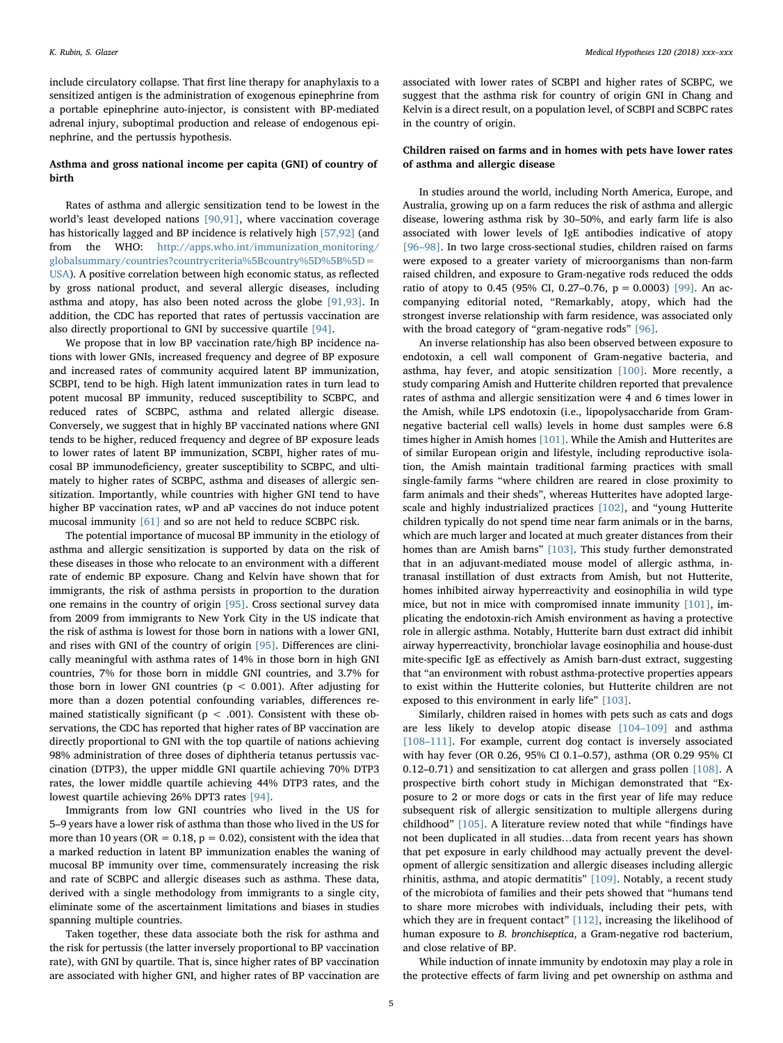include circulatory collapse. That first line therapy for anaphylaxis to a sensitized antigen is the administration of exogenous epinephrine from a portable epinephrine auto-injector, is consistent with BP-mediated adrenal injury, suboptimal production and release of endogenous epinephrine, and the pertussis hypothesis.

### Asthma and gross national income per capita (GNI) of country of birth

Rates of asthma and allergic sensitization tend to be lowest in the world's least developed nations [90,91], where vaccination coverage has historically lagged and BP incidence is relatively high [57,92] (and from the WHO: http://apps.who.int/immunization_monitoring/globalsummary/countries?countrycriteria%5Bcountry%5D%5B%5D=USA). A positive correlation between high economic status, as reflected by gross national product, and several allergic diseases, including asthma and atopy, has also been noted across the globe [91,93]. In addition, the CDC has reported that rates of pertussis vaccination are also directly proportional to GNI by successive quartile [94].

We propose that in low BP vaccination rate/high BP incidence nations with lower GNIs, increased frequency and degree of BP exposure and increased rates of community acquired latent BP immunization, SCBPI, tend to be high. High latent immunization rates in turn lead to potent mucosal BP immunity, reduced susceptibility to SCBPC, and reduced rates of SCBPC, asthma and related allergic disease. Conversely, we suggest that in highly BP vaccinated nations where GNI tends to be higher, reduced frequency and degree of BP exposure leads to lower rates of latent BP immunization, SCBPI, higher rates of mucosal BP immunodeficiency, greater susceptibility to SCBPC, and ultimately to higher rates of SCBPC, asthma and diseases of allergic sensitization. Importantly, while countries with higher GNI tend to have higher BP vaccination rates, wP and aP vaccines do not induce potent mucosal immunity [61] and so are not held to reduce SCBPC risk.

The potential importance of mucosal BP immunity in the etiology of asthma and allergic sensitization is supported by data on the risk of these diseases in those who relocate to an environment with a different rate of endemic BP exposure. Chang and Kelvin have shown that for immigrants, the risk of asthma persists in proportion to the duration one remains in the country of origin [95]. Cross sectional survey data from 2009 from immigrants to New York City in the US indicate that the risk of asthma is lowest for those born in nations with a lower GNI, and rises with GNI of the country of origin [95]. Differences are clinically meaningful with asthma rates of 14% in those born in high GNI countries, 7% for those born in middle GNI countries, and 3.7% for those born in lower GNI countries ($p < 0.001$). After adjusting for more than a dozen potential confounding variables, differences remained statistically significant ($p < .001$). Consistent with these observations, the CDC has reported that higher rates of BP vaccination are directly proportional to GNI with the top quartile of nations achieving 98% administration of three doses of diphtheria tetanus pertussis vaccination (DTP3), the upper middle GNI quartile achieving 70% DTP3 rates, the lower middle quartile achieving 44% DTP3 rates, and the lowest quartile achieving 26% DPT3 rates [94].

Immigrants from low GNI countries who lived in the US for 5–9 years have a lower risk of asthma than those who lived in the US for more than 10 years (OR = 0.18, $p = 0.02$), consistent with the idea that a marked reduction in latent BP immunization enables the waning of mucosal BP immunity over time, commensurately increasing the risk and rate of SCBPC and allergic diseases such as asthma. These data, derived with a single methodology from immigrants to a single city, eliminate some of the ascertainment limitations and biases in studies spanning multiple countries.

Taken together, these data associate both the risk for asthma and the risk for pertussis (the latter inversely proportional to BP vaccination rate), with GNI by quartile. That is, since higher rates of BP vaccination are associated with higher GNI, and higher rates of BP vaccination are associated with lower rates of SCBPI and higher rates of SCBPC, we suggest that the asthma risk for country of origin GNI in Chang and Kelvin is a direct result, on a population level, of SCBPI and SCBPC rates in the country of origin.

### Children raised on farms and in homes with pets have lower rates of asthma and allergic disease

In studies around the world, including North America, Europe, and Australia, growing up on a farm reduces the risk of asthma and allergic disease, lowering asthma risk by 30–50%, and early farm life is also associated with lower levels of IgE antibodies indicative of atopy [96–98]. In two large cross-sectional studies, children raised on farms were exposed to a greater variety of microorganisms than non-farm raised children, and exposure to Gram-negative rods reduced the odds ratio of atopy to 0.45 (95% CI, 0.27–0.76, $p = 0.0003$) [99]. An accompanying editorial noted, "Remarkably, atopy, which had the strongest inverse relationship with farm residence, was associated only with the broad category of "gram-negative rods" [96].

An inverse relationship has also been observed between exposure to endotoxin, a cell wall component of Gram-negative bacteria, and asthma, hay fever, and atopic sensitization [100]. More recently, a study comparing Amish and Hutterite children reported that prevalence rates of asthma and allergic sensitization were 4 and 6 times lower in the Amish, while LPS endotoxin (i.e., lipopolysaccharide from Gram-negative bacterial cell walls) levels in home dust samples were 6.8 times higher in Amish homes [101]. While the Amish and Hutterites are of similar European origin and lifestyle, including reproductive isolation, the Amish maintain traditional farming practices with small single-family farms "where children are reared in close proximity to farm animals and their sheds", whereas Hutterites have adopted large-scale and highly industrialized practices [102], and "young Hutterite children typically do not spend time near farm animals or in the barns, which are much larger and located at much greater distances from their homes than are Amish barns" [103]. This study further demonstrated that in an adjuvant-mediated mouse model of allergic asthma, intranasal instillation of dust extracts from Amish, but not Hutterite, homes inhibited airway hyperreactivity and eosinophilia in wild type mice, but not in mice with compromised innate immunity [101], implicating the endotoxin-rich Amish environment as having a protective role in allergic asthma. Notably, Hutterite barn dust extract did inhibit airway hyperreactivity, bronchiolar lavage eosinophilia and house-dust mite-specific IgE as effectively as Amish barn-dust extract, suggesting that "an environment with robust asthma-protective properties appears to exist within the Hutterite colonies, but Hutterite children are not exposed to this environment in early life" [103].

Similarly, children raised in homes with pets such as cats and dogs are less likely to develop atopic disease [104–109] and asthma [108–111]. For example, current dog contact is inversely associated with hay fever (OR 0.26, 95% CI 0.1–0.57), asthma (OR 0.29 95% CI 0.12–0.71) and sensitization to cat allergen and grass pollen [108]. A prospective birth cohort study in Michigan demonstrated that "Exposure to 2 or more dogs or cats in the first year of life may reduce subsequent risk of allergic sensitization to multiple allergens during childhood" [105]. A literature review noted that while "findings have not been duplicated in all studies…data from recent years has shown that pet exposure in early childhood may actually prevent the development of allergic sensitization and allergic diseases including allergic rhinitis, asthma, and atopic dermatitis" [109]. Notably, a recent study of the microbiota of families and their pets showed that "humans tend to share more microbes with individuals, including their pets, with which they are in frequent contact" [112], increasing the likelihood of human exposure to *B. bronchiseptica*, a Gram-negative rod bacterium, and close relative of BP.

While induction of innate immunity by endotoxin may play a role in the protective effects of farm living and pet ownership on asthma and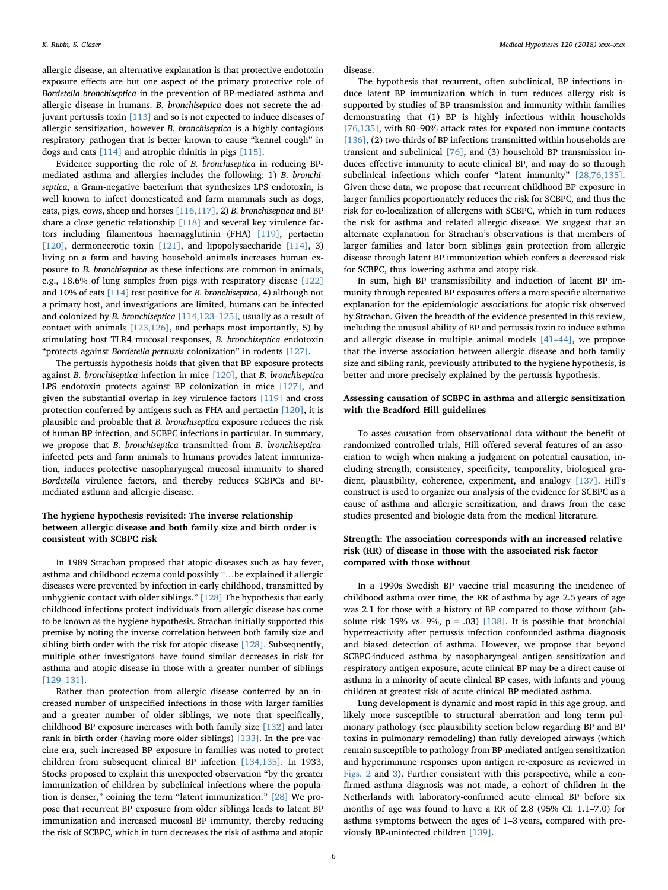allergic disease, an alternative explanation is that protective endotoxin exposure effects are but one aspect of the primary protective role of *Bordetella bronchiseptica* in the prevention of BP-mediated asthma and allergic disease in humans. *B. bronchiseptica* does not secrete the adjuvant pertussis toxin [113] and so is not expected to induce diseases of allergic sensitization, however *B. bronchiseptica* is a highly contagious respiratory pathogen that is better known to cause "kennel cough" in dogs and cats [114] and atrophic rhinitis in pigs [115].

Evidence supporting the role of *B. bronchiseptica* in reducing BP-mediated asthma and allergies includes the following: 1) *B. bronchiseptica*, a Gram-negative bacterium that synthesizes LPS endotoxin, is well known to infect domesticated and farm mammals such as dogs, cats, pigs, cows, sheep and horses [116,117], 2) *B. bronchiseptica* and BP share a close genetic relationship [118] and several key virulence factors including filamentous haemagglutinin (FHA) [119], pertactin [120], dermonecrotic toxin [121], and lipopolysaccharide [114], 3) living on a farm and having household animals increases human exposure to *B. bronchiseptica* as these infections are common in animals, e.g., 18.6% of lung samples from pigs with respiratory disease [122] and 10% of cats [114] test positive for *B. bronchiseptica*, 4) although not a primary host, and investigations are limited, humans can be infected and colonized by *B. bronchiseptica* [114,123–125], usually as a result of contact with animals [123,126], and perhaps most importantly, 5) by stimulating host TLR4 mucosal responses, *B. bronchiseptica* endotoxin "protects against *Bordetella pertussis* colonization" in rodents [127].

The pertussis hypothesis holds that given that BP exposure protects against *B. bronchiseptica* infection in mice [120], that *B. bronchiseptica* LPS endotoxin protects against BP colonization in mice [127], and given the substantial overlap in key virulence factors [119] and cross protection conferred by antigens such as FHA and pertactin [120], it is plausible and probable that *B. bronchiseptica* exposure reduces the risk of human BP infection, and SCBPC infections in particular. In summary, we propose that *B. bronchiseptica* transmitted from *B. bronchiseptica*-infected pets and farm animals to humans provides latent immunization, induces protective nasopharyngeal mucosal immunity to shared *Bordetella* virulence factors, and thereby reduces SCBPCs and BP-mediated asthma and allergic disease.

## The hygiene hypothesis revisited: The inverse relationship between allergic disease and both family size and birth order is consistent with SCBPC risk

In 1989 Strachan proposed that atopic diseases such as hay fever, asthma and childhood eczema could possibly "…be explained if allergic diseases were prevented by infection in early childhood, transmitted by unhygienic contact with older siblings." [128] The hypothesis that early childhood infections protect individuals from allergic disease has come to be known as the hygiene hypothesis. Strachan initially supported this premise by noting the inverse correlation between both family size and sibling birth order with the risk for atopic disease [128]. Subsequently, multiple other investigators have found similar decreases in risk for asthma and atopic disease in those with a greater number of siblings [129–131].

Rather than protection from allergic disease conferred by an increased number of unspecified infections in those with larger families and a greater number of older siblings, we note that specifically, childhood BP exposure increases with both family size [132] and later rank in birth order (having more older siblings) [133]. In the pre-vaccine era, such increased BP exposure in families was noted to protect children from subsequent clinical BP infection [134,135]. In 1933, Stocks proposed to explain this unexpected observation "by the greater immunization of children by subclinical infections where the population is denser," coining the term "latent immunization." [28] We propose that recurrent BP exposure from older siblings leads to latent BP immunization and increased mucosal BP immunity, thereby reducing the risk of SCBPC, which in turn decreases the risk of asthma and atopic disease.

The hypothesis that recurrent, often subclinical, BP infections induce latent BP immunization which in turn reduces allergy risk is supported by studies of BP transmission and immunity within families demonstrating that (1) BP is highly infectious within households [76,135], with 80–90% attack rates for exposed non-immune contacts [136], (2) two-thirds of BP infections transmitted within households are transient and subclinical [76], and (3) household BP transmission induces effective immunity to acute clinical BP, and may do so through subclinical infections which confer "latent immunity" [28,76,135]. Given these data, we propose that recurrent childhood BP exposure in larger families proportionately reduces the risk for SCBPC, and thus the risk for co-localization of allergens with SCBPC, which in turn reduces the risk for asthma and related allergic disease. We suggest that an alternate explanation for Strachan's observations is that members of larger families and later born siblings gain protection from allergic disease through latent BP immunization which confers a decreased risk for SCBPC, thus lowering asthma and atopy risk.

In sum, high BP transmissibility and induction of latent BP immunity through repeated BP exposures offers a more specific alternative explanation for the epidemiologic associations for atopic risk observed by Strachan. Given the breadth of the evidence presented in this review, including the unusual ability of BP and pertussis toxin to induce asthma and allergic disease in multiple animal models [41–44], we propose that the inverse association between allergic disease and both family size and sibling rank, previously attributed to the hygiene hypothesis, is better and more precisely explained by the pertussis hypothesis.

## Assessing causation of SCBPC in asthma and allergic sensitization with the Bradford Hill guidelines

To asses causation from observational data without the benefit of randomized controlled trials, Hill offered several features of an association to weigh when making a judgment on potential causation, including strength, consistency, specificity, temporality, biological gradient, plausibility, coherence, experiment, and analogy [137]. Hill's construct is used to organize our analysis of the evidence for SCBPC as a cause of asthma and allergic sensitization, and draws from the case studies presented and biologic data from the medical literature.

### Strength: The association corresponds with an increased relative risk (RR) of disease in those with the associated risk factor compared with those without

In a 1990s Swedish BP vaccine trial measuring the incidence of childhood asthma over time, the RR of asthma by age 2.5 years of age was 2.1 for those with a history of BP compared to those without (absolute risk 19% vs. 9%, $p = .03$) [138]. It is possible that bronchial hyperreactivity after pertussis infection confounded asthma diagnosis and biased detection of asthma. However, we propose that beyond SCBPC-induced asthma by nasopharyngeal antigen sensitization and respiratory antigen exposure, acute clinical BP may be a direct cause of asthma in a minority of acute clinical BP cases, with infants and young children at greatest risk of acute clinical BP-mediated asthma.

Lung development is dynamic and most rapid in this age group, and likely more susceptible to structural aberration and long term pulmonary pathology (see plausibility section below regarding BP and BP toxins in pulmonary remodeling) than fully developed airways (which remain susceptible to pathology from BP-mediated antigen sensitization and hyperimmune responses upon antigen re-exposure as reviewed in Figs. 2 and 3). Further consistent with this perspective, while a confirmed asthma diagnosis was not made, a cohort of children in the Netherlands with laboratory-confirmed acute clinical BP before six months of age was found to have a RR of 2.8 (95% CI: 1.1–7.0) for asthma symptoms between the ages of 1–3 years, compared with previously BP-uninfected children [139].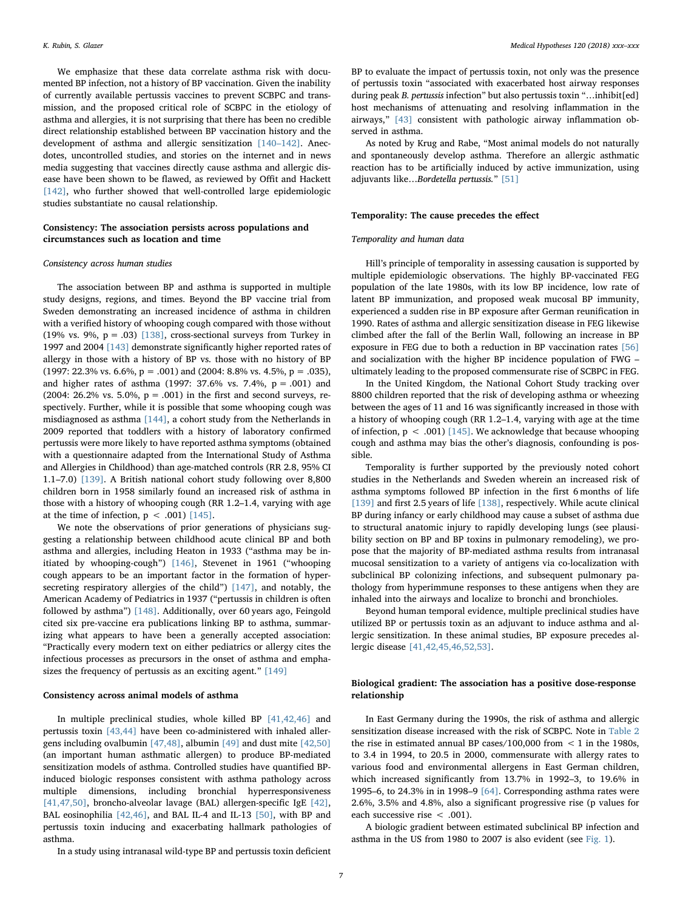We emphasize that these data correlate asthma risk with documented BP infection, not a history of BP vaccination. Given the inability of currently available pertussis vaccines to prevent SCBPC and transmission, and the proposed critical role of SCBPC in the etiology of asthma and allergies, it is not surprising that there has been no credible direct relationship established between BP vaccination history and the development of asthma and allergic sensitization [140–142]. Anecdotes, uncontrolled studies, and stories on the internet and in news media suggesting that vaccines directly cause asthma and allergic disease have been shown to be flawed, as reviewed by Offit and Hackett [142], who further showed that well-controlled large epidemiologic studies substantiate no causal relationship.

### Consistency: The association persists across populations and circumstances such as location and time

*Consistency across human studies*

The association between BP and asthma is supported in multiple study designs, regions, and times. Beyond the BP vaccine trial from Sweden demonstrating an increased incidence of asthma in children with a verified history of whooping cough compared with those without (19% vs. 9%, $p = .03$) [138], cross-sectional surveys from Turkey in 1997 and 2004 [143] demonstrate significantly higher reported rates of allergy in those with a history of BP vs. those with no history of BP (1997: 22.3% vs. 6.6%, $p = .001$) and (2004: 8.8% vs. 4.5%, $p = .035$), and higher rates of asthma (1997: 37.6% vs. 7.4%, $p = .001$) and (2004: 26.2% vs. 5.0%, $p = .001$) in the first and second surveys, respectively. Further, while it is possible that some whooping cough was misdiagnosed as asthma [144], a cohort study from the Netherlands in 2009 reported that toddlers with a history of laboratory confirmed pertussis were more likely to have reported asthma symptoms (obtained with a questionnaire adapted from the International Study of Asthma and Allergies in Childhood) than age-matched controls (RR 2.8, 95% CI 1.1–7.0) [139]. A British national cohort study following over 8,800 children born in 1958 similarly found an increased risk of asthma in those with a history of whooping cough (RR 1.2–1.4, varying with age at the time of infection, $p < .001$) [145].

We note the observations of prior generations of physicians suggesting a relationship between childhood acute clinical BP and both asthma and allergies, including Heaton in 1933 ("asthma may be initiated by whooping-cough") [146], Stevenet in 1961 ("whooping cough appears to be an important factor in the formation of hypersecreting respiratory allergies of the child") [147], and notably, the American Academy of Pediatrics in 1937 ("pertussis in children is often followed by asthma") [148]. Additionally, over 60 years ago, Feingold cited six pre-vaccine era publications linking BP to asthma, summarizing what appears to have been a generally accepted association: "Practically every modern text on either pediatrics or allergy cites the infectious processes as precursors in the onset of asthma and emphasizes the frequency of pertussis as an exciting agent." [149]

### Consistency across animal models of asthma

In multiple preclinical studies, whole killed BP [41,42,46] and pertussis toxin [43,44] have been co-administered with inhaled allergens including ovalbumin [47,48], albumin [49] and dust mite [42,50] (an important human asthmatic allergen) to produce BP-mediated sensitization models of asthma. Controlled studies have quantified BP-induced biologic responses consistent with asthma pathology across multiple dimensions, including bronchial hyperresponsiveness [41,47,50], broncho-alveolar lavage (BAL) allergen-specific IgE [42], BAL eosinophilia [42,46], and BAL IL-4 and IL-13 [50], with BP and pertussis toxin inducing and exacerbating hallmark pathologies of asthma.

In a study using intranasal wild-type BP and pertussis toxin deficient BP to evaluate the impact of pertussis toxin, not only was the presence of pertussis toxin "associated with exacerbated host airway responses during peak *B. pertussis* infection" but also pertussis toxin "…inhibit[ed] host mechanisms of attenuating and resolving inflammation in the airways," [43] consistent with pathologic airway inflammation observed in asthma.

As noted by Krug and Rabe, "Most animal models do not naturally and spontaneously develop asthma. Therefore an allergic asthmatic reaction has to be artificially induced by active immunization, using adjuvants like…*Bordetella pertussis*." [51]

### Temporality: The cause precedes the effect

*Temporality and human data*

Hill's principle of temporality in assessing causation is supported by multiple epidemiologic observations. The highly BP-vaccinated FEG population of the late 1980s, with its low BP incidence, low rate of latent BP immunization, and proposed weak mucosal BP immunity, experienced a sudden rise in BP exposure after German reunification in 1990. Rates of asthma and allergic sensitization disease in FEG likewise climbed after the fall of the Berlin Wall, following an increase in BP exposure in FEG due to both a reduction in BP vaccination rates [56] and socialization with the higher BP incidence population of FWG – ultimately leading to the proposed commensurate rise of SCBPC in FEG.

In the United Kingdom, the National Cohort Study tracking over 8800 children reported that the risk of developing asthma or wheezing between the ages of 11 and 16 was significantly increased in those with a history of whooping cough (RR 1.2–1.4, varying with age at the time of infection, $p < .001$) [145]. We acknowledge that because whooping cough and asthma may bias the other's diagnosis, confounding is possible.

Temporality is further supported by the previously noted cohort studies in the Netherlands and Sweden wherein an increased risk of asthma symptoms followed BP infection in the first 6 months of life [139] and first 2.5 years of life [138], respectively. While acute clinical BP during infancy or early childhood may cause a subset of asthma due to structural anatomic injury to rapidly developing lungs (see plausibility section on BP and BP toxins in pulmonary remodeling), we propose that the majority of BP-mediated asthma results from intranasal mucosal sensitization to a variety of antigens via co-localization with subclinical BP colonizing infections, and subsequent pulmonary pathology from hyperimmune responses to these antigens when they are inhaled into the airways and localize to bronchi and bronchioles.

Beyond human temporal evidence, multiple preclinical studies have utilized BP or pertussis toxin as an adjuvant to induce asthma and allergic sensitization. In these animal studies, BP exposure precedes allergic disease [41,42,45,46,52,53].

### Biological gradient: The association has a positive dose-response relationship

In East Germany during the 1990s, the risk of asthma and allergic sensitization disease increased with the risk of SCBPC. Note in Table 2 the rise in estimated annual BP cases/100,000 from < 1 in the 1980s, to 3.4 in 1994, to 20.5 in 2000, commensurate with allergy rates to various food and environmental allergens in East German children, which increased significantly from 13.7% in 1992–3, to 19.6% in 1995–6, to 24.3% in in 1998–9 [64]. Corresponding asthma rates were 2.6%, 3.5% and 4.8%, also a significant progressive rise (p values for each successive rise $< .001$).

A biologic gradient between estimated subclinical BP infection and asthma in the US from 1980 to 2007 is also evident (see Fig. 1).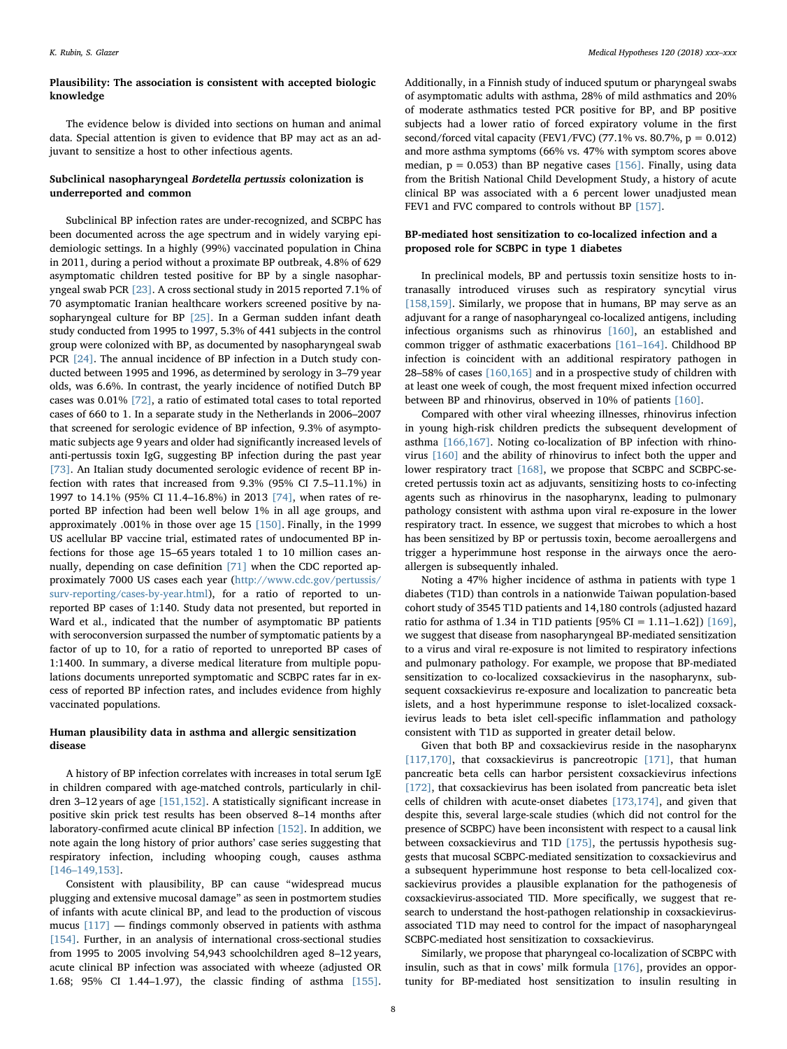### Plausibility: The association is consistent with accepted biologic knowledge

The evidence below is divided into sections on human and animal data. Special attention is given to evidence that BP may act as an adjuvant to sensitize a host to other infectious agents.

### Subclinical nasopharyngeal *Bordetella pertussis* colonization is underreported and common

Subclinical BP infection rates are under-recognized, and SCBPC has been documented across the age spectrum and in widely varying epidemiologic settings. In a highly (99%) vaccinated population in China in 2011, during a period without a proximate BP outbreak, 4.8% of 629 asymptomatic children tested positive for BP by a single nasopharyngeal swab PCR [23]. A cross sectional study in 2015 reported 7.1% of 70 asymptomatic Iranian healthcare workers screened positive by nasopharyngeal culture for BP [25]. In a German sudden infant death study conducted from 1995 to 1997, 5.3% of 441 subjects in the control group were colonized with BP, as documented by nasopharyngeal swab PCR [24]. The annual incidence of BP infection in a Dutch study conducted between 1995 and 1996, as determined by serology in 3–79 year olds, was 6.6%. In contrast, the yearly incidence of notified Dutch BP cases was 0.01% [72], a ratio of estimated total cases to total reported cases of 660 to 1. In a separate study in the Netherlands in 2006–2007 that screened for serologic evidence of BP infection, 9.3% of asymptomatic subjects age 9 years and older had significantly increased levels of anti-pertussis toxin IgG, suggesting BP infection during the past year [73]. An Italian study documented serologic evidence of recent BP infection with rates that increased from 9.3% (95% CI 7.5–11.1%) in 1997 to 14.1% (95% CI 11.4–16.8%) in 2013 [74], when rates of reported BP infection had been well below 1% in all age groups, and approximately .001% in those over age 15 [150]. Finally, in the 1999 US acellular BP vaccine trial, estimated rates of undocumented BP infections for those age 15–65 years totaled 1 to 10 million cases annually, depending on case definition [71] when the CDC reported approximately 7000 US cases each year (http://www.cdc.gov/pertussis/surv-reporting/cases-by-year.html), for a ratio of reported to unreported BP cases of 1:140. Study data not presented, but reported in Ward et al., indicated that the number of asymptomatic BP patients with seroconversion surpassed the number of symptomatic patients by a factor of up to 10, for a ratio of reported to unreported BP cases of 1:1400. In summary, a diverse medical literature from multiple populations documents unreported symptomatic and SCBPC rates far in excess of reported BP infection rates, and includes evidence from highly vaccinated populations.

### Human plausibility data in asthma and allergic sensitization disease

A history of BP infection correlates with increases in total serum IgE in children compared with age-matched controls, particularly in children 3–12 years of age [151,152]. A statistically significant increase in positive skin prick test results has been observed 8–14 months after laboratory-confirmed acute clinical BP infection [152]. In addition, we note again the long history of prior authors' case series suggesting that respiratory infection, including whooping cough, causes asthma [146–149,153].

Consistent with plausibility, BP can cause "widespread mucus plugging and extensive mucosal damage" as seen in postmortem studies of infants with acute clinical BP, and lead to the production of viscous mucus [117] — findings commonly observed in patients with asthma [154]. Further, in an analysis of international cross-sectional studies from 1995 to 2005 involving 54,943 schoolchildren aged 8–12 years, acute clinical BP infection was associated with wheeze (adjusted OR 1.68; 95% CI 1.44–1.97), the classic finding of asthma [155]. Additionally, in a Finnish study of induced sputum or pharyngeal swabs of asymptomatic adults with asthma, 28% of mild asthmatics and 20% of moderate asthmatics tested PCR positive for BP, and BP positive subjects had a lower ratio of forced expiratory volume in the first second/forced vital capacity (FEV1/FVC) (77.1% vs. 80.7%, $p = 0.012$) and more asthma symptoms (66% vs. 47% with symptom scores above median, $p = 0.053$) than BP negative cases [156]. Finally, using data from the British National Child Development Study, a history of acute clinical BP was associated with a 6 percent lower unadjusted mean FEV1 and FVC compared to controls without BP [157].

### BP-mediated host sensitization to co-localized infection and a proposed role for SCBPC in type 1 diabetes

In preclinical models, BP and pertussis toxin sensitize hosts to intranasally introduced viruses such as respiratory syncytial virus [158,159]. Similarly, we propose that in humans, BP may serve as an adjuvant for a range of nasopharyngeal co-localized antigens, including infectious organisms such as rhinovirus [160], an established and common trigger of asthmatic exacerbations [161–164]. Childhood BP infection is coincident with an additional respiratory pathogen in 28–58% of cases [160,165] and in a prospective study of children with at least one week of cough, the most frequent mixed infection occurred between BP and rhinovirus, observed in 10% of patients [160].

Compared with other viral wheezing illnesses, rhinovirus infection in young high-risk children predicts the subsequent development of asthma [166,167]. Noting co-localization of BP infection with rhinovirus [160] and the ability of rhinovirus to infect both the upper and lower respiratory tract [168], we propose that SCBPC and SCBPC-secreted pertussis toxin act as adjuvants, sensitizing hosts to co-infecting agents such as rhinovirus in the nasopharynx, leading to pulmonary pathology consistent with asthma upon viral re-exposure in the lower respiratory tract. In essence, we suggest that microbes to which a host has been sensitized by BP or pertussis toxin, become aeroallergens and trigger a hyperimmune host response in the airways once the aeroallergen is subsequently inhaled.

Noting a 47% higher incidence of asthma in patients with type 1 diabetes (T1D) than controls in a nationwide Taiwan population-based cohort study of 3545 T1D patients and 14,180 controls (adjusted hazard ratio for asthma of 1.34 in T1D patients [95% CI = 1.11–1.62]) [169], we suggest that disease from nasopharyngeal BP-mediated sensitization to a virus and viral re-exposure is not limited to respiratory infections and pulmonary pathology. For example, we propose that BP-mediated sensitization to co-localized coxsackievirus in the nasopharynx, subsequent coxsackievirus re-exposure and localization to pancreatic beta islets, and a host hyperimmune response to islet-localized coxsackievirus leads to beta islet cell-specific inflammation and pathology consistent with T1D as supported in greater detail below.

Given that both BP and coxsackievirus reside in the nasopharynx [117,170], that coxsackievirus is pancreotropic [171], that human pancreatic beta cells can harbor persistent coxsackievirus infections [172], that coxsackievirus has been isolated from pancreatic beta islet cells of children with acute-onset diabetes [173,174], and given that despite this, several large-scale studies (which did not control for the presence of SCBPC) have been inconsistent with respect to a causal link between coxsackievirus and T1D [175], the pertussis hypothesis suggests that mucosal SCBPC-mediated sensitization to coxsackievirus and a subsequent hyperimmune host response to beta cell-localized coxsackievirus provides a plausible explanation for the pathogenesis of coxsackievirus-associated TID. More specifically, we suggest that research to understand the host-pathogen relationship in coxsackievirus-associated T1D may need to control for the impact of nasopharyngeal SCBPC-mediated host sensitization to coxsackievirus.

Similarly, we propose that pharyngeal co-localization of SCBPC with insulin, such as that in cows' milk formula [176], provides an opportunity for BP-mediated host sensitization to insulin resulting in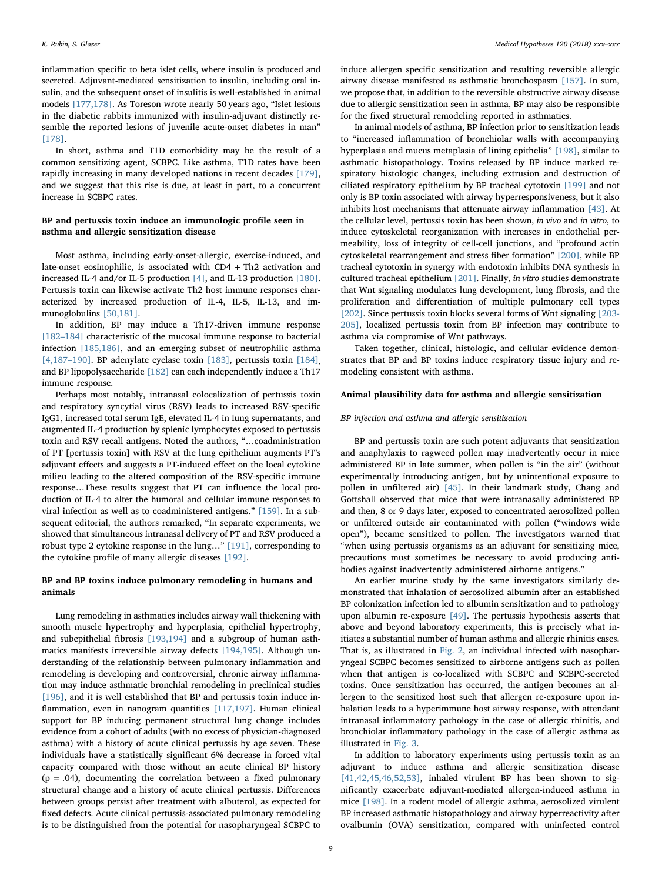inflammation specific to beta islet cells, where insulin is produced and secreted. Adjuvant-mediated sensitization to insulin, including oral insulin, and the subsequent onset of insulitis is well-established in animal models [177,178]. As Toreson wrote nearly 50 years ago, "Islet lesions in the diabetic rabbits immunized with insulin-adjuvant distinctly resemble the reported lesions of juvenile acute-onset diabetes in man" [178].

In short, asthma and T1D comorbidity may be the result of a common sensitizing agent, SCBPC. Like asthma, T1D rates have been rapidly increasing in many developed nations in recent decades [179], and we suggest that this rise is due, at least in part, to a concurrent increase in SCBPC rates.

### BP and pertussis toxin induce an immunologic profile seen in asthma and allergic sensitization disease

Most asthma, including early-onset-allergic, exercise-induced, and late-onset eosinophilic, is associated with CD4 + Th2 activation and increased IL-4 and/or IL-5 production [4], and IL-13 production [180]. Pertussis toxin can likewise activate Th2 host immune responses characterized by increased production of IL-4, IL-5, IL-13, and immunoglobulins [50,181].

In addition, BP may induce a Th17-driven immune response [182–184] characteristic of the mucosal immune response to bacterial infection [185,186], and an emerging subset of neutrophilic asthma [4,187–190]. BP adenylate cyclase toxin [183], pertussis toxin [184], and BP lipopolysaccharide [182] can each independently induce a Th17 immune response.

Perhaps most notably, intranasal colocalization of pertussis toxin and respiratory syncytial virus (RSV) leads to increased RSV-specific IgG1, increased total serum IgE, elevated IL-4 in lung supernatants, and augmented IL-4 production by splenic lymphocytes exposed to pertussis toxin and RSV recall antigens. Noted the authors, "…coadministration of PT [pertussis toxin] with RSV at the lung epithelium augments PT's adjuvant effects and suggests a PT-induced effect on the local cytokine milieu leading to the altered composition of the RSV-specific immune response…These results suggest that PT can influence the local production of IL-4 to alter the humoral and cellular immune responses to viral infection as well as to coadministered antigens." [159]. In a subsequent editorial, the authors remarked, "In separate experiments, we showed that simultaneous intranasal delivery of PT and RSV produced a robust type 2 cytokine response in the lung…" [191], corresponding to the cytokine profile of many allergic diseases [192].

### BP and BP toxins induce pulmonary remodeling in humans and animals

Lung remodeling in asthmatics includes airway wall thickening with smooth muscle hypertrophy and hyperplasia, epithelial hypertrophy, and subepithelial fibrosis [193,194] and a subgroup of human asthmatics manifests irreversible airway defects [194,195]. Although understanding of the relationship between pulmonary inflammation and remodeling is developing and controversial, chronic airway inflammation may induce asthmatic bronchial remodeling in preclinical studies [196], and it is well established that BP and pertussis toxin induce inflammation, even in nanogram quantities [117,197]. Human clinical support for BP inducing permanent structural lung change includes evidence from a cohort of adults (with no excess of physician-diagnosed asthma) with a history of acute clinical pertussis by age seven. These individuals have a statistically significant 6% decrease in forced vital capacity compared with those without an acute clinical BP history ($p = .04$), documenting the correlation between a fixed pulmonary structural change and a history of acute clinical pertussis. Differences between groups persist after treatment with albuterol, as expected for fixed defects. Acute clinical pertussis-associated pulmonary remodeling is to be distinguished from the potential for nasopharyngeal SCBPC to induce allergen specific sensitization and resulting reversible allergic airway disease manifested as asthmatic bronchospasm [157]. In sum, we propose that, in addition to the reversible obstructive airway disease due to allergic sensitization seen in asthma, BP may also be responsible for the fixed structural remodeling reported in asthmatics.

In animal models of asthma, BP infection prior to sensitization leads to "increased inflammation of bronchiolar walls with accompanying hyperplasia and mucus metaplasia of lining epithelia" [198], similar to asthmatic histopathology. Toxins released by BP induce marked respiratory histologic changes, including extrusion and destruction of ciliated respiratory epithelium by BP tracheal cytotoxin [199] and not only is BP toxin associated with airway hyperresponsiveness, but it also inhibits host mechanisms that attenuate airway inflammation [43]. At the cellular level, pertussis toxin has been shown, *in vivo* and *in vitro*, to induce cytoskeletal reorganization with increases in endothelial permeability, loss of integrity of cell-cell junctions, and "profound actin cytoskeletal rearrangement and stress fiber formation" [200], while BP tracheal cytotoxin in synergy with endotoxin inhibits DNA synthesis in cultured tracheal epithelium [201]. Finally, *in vitro* studies demonstrate that Wnt signaling modulates lung development, lung fibrosis, and the proliferation and differentiation of multiple pulmonary cell types [202]. Since pertussis toxin blocks several forms of Wnt signaling [203-205], localized pertussis toxin from BP infection may contribute to asthma via compromise of Wnt pathways.

Taken together, clinical, histologic, and cellular evidence demonstrates that BP and BP toxins induce respiratory tissue injury and remodeling consistent with asthma.

### Animal plausibility data for asthma and allergic sensitization

#### BP infection and asthma and allergic sensitization

BP and pertussis toxin are such potent adjuvants that sensitization and anaphylaxis to ragweed pollen may inadvertently occur in mice administered BP in late summer, when pollen is "in the air" (without experimentally introducing antigen, but by unintentional exposure to pollen in unfiltered air) [45]. In their landmark study, Chang and Gottshall observed that mice that were intranasally administered BP and then, 8 or 9 days later, exposed to concentrated aerosolized pollen or unfiltered outside air contaminated with pollen ("windows wide open"), became sensitized to pollen. The investigators warned that "when using pertussis organisms as an adjuvant for sensitizing mice, precautions must sometimes be necessary to avoid producing antibodies against inadvertently administered airborne antigens."

An earlier murine study by the same investigators similarly demonstrated that inhalation of aerosolized albumin after an established BP colonization infection led to albumin sensitization and to pathology upon albumin re-exposure [49]. The pertussis hypothesis asserts that above and beyond laboratory experiments, this is precisely what initiates a substantial number of human asthma and allergic rhinitis cases. That is, as illustrated in Fig. 2, an individual infected with nasopharyngeal SCBPC becomes sensitized to airborne antigens such as pollen when that antigen is co-localized with SCBPC and SCBPC-secreted toxins. Once sensitization has occurred, the antigen becomes an allergen to the sensitized host such that allergen re-exposure upon inhalation leads to a hyperimmune host airway response, with attendant intranasal inflammatory pathology in the case of allergic rhinitis, and bronchiolar inflammatory pathology in the case of allergic asthma as illustrated in Fig. 3.

In addition to laboratory experiments using pertussis toxin as an adjuvant to induce asthma and allergic sensitization disease [41,42,45,46,52,53], inhaled virulent BP has been shown to significantly exacerbate adjuvant-mediated allergen-induced asthma in mice [198]. In a rodent model of allergic asthma, aerosolized virulent BP increased asthmatic histopathology and airway hyperreactivity after ovalbumin (OVA) sensitization, compared with uninfected control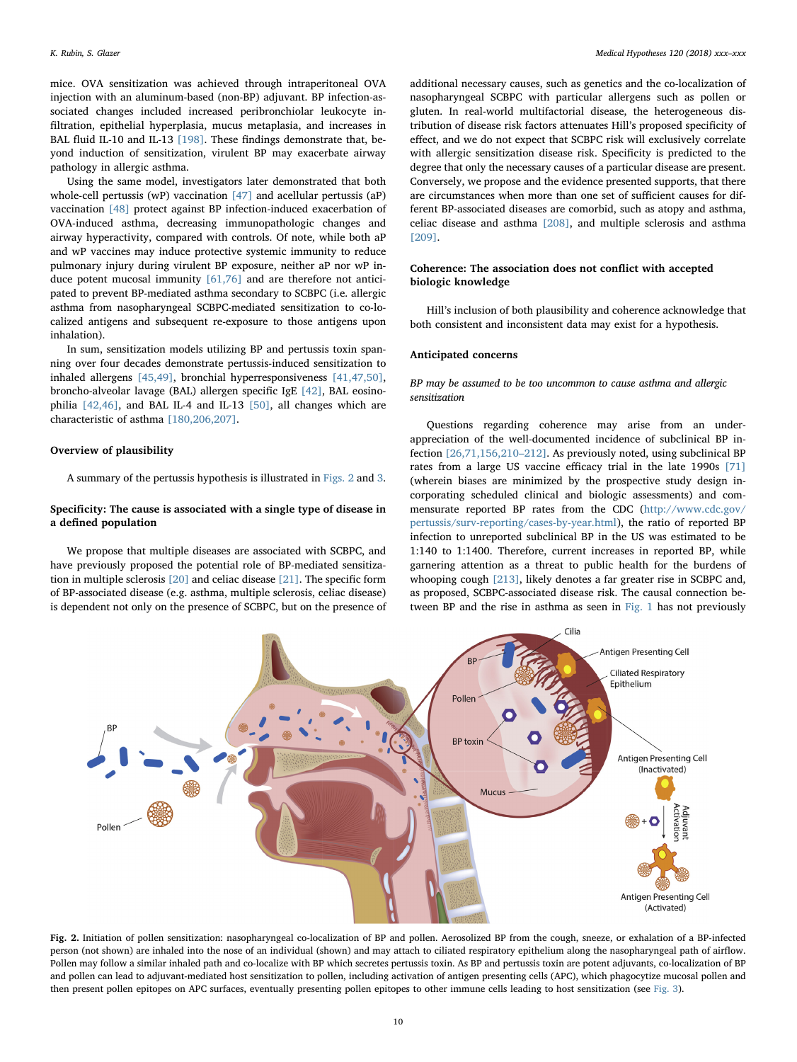mice. OVA sensitization was achieved through intraperitoneal OVA injection with an aluminum-based (non-BP) adjuvant. BP infection-associated changes included increased peribronchiolar leukocyte infiltration, epithelial hyperplasia, mucus metaplasia, and increases in BAL fluid IL-10 and IL-13 [198]. These findings demonstrate that, beyond induction of sensitization, virulent BP may exacerbate airway pathology in allergic asthma.

Using the same model, investigators later demonstrated that both whole-cell pertussis (wP) vaccination [47] and acellular pertussis (aP) vaccination [48] protect against BP infection-induced exacerbation of OVA-induced asthma, decreasing immunopathologic changes and airway hyperactivity, compared with controls. Of note, while both aP and wP vaccines may induce protective systemic immunity to reduce pulmonary injury during virulent BP exposure, neither aP nor wP induce potent mucosal immunity [61,76] and are therefore not anticipated to prevent BP-mediated asthma secondary to SCBPC (i.e. allergic asthma from nasopharyngeal SCBPC-mediated sensitization to co-localized antigens and subsequent re-exposure to those antigens upon inhalation).

In sum, sensitization models utilizing BP and pertussis toxin spanning over four decades demonstrate pertussis-induced sensitization to inhaled allergens [45,49], bronchial hyperresponsiveness [41,47,50], broncho-alveolar lavage (BAL) allergen specific IgE [42], BAL eosinophilia [42,46], and BAL IL-4 and IL-13 [50], all changes which are characteristic of asthma [180,206,207].

### Overview of plausibility

A summary of the pertussis hypothesis is illustrated in Figs. 2 and 3.

### Specificity: The cause is associated with a single type of disease in a defined population

We propose that multiple diseases are associated with SCBPC, and have previously proposed the potential role of BP-mediated sensitization in multiple sclerosis [20] and celiac disease [21]. The specific form of BP-associated disease (e.g. asthma, multiple sclerosis, celiac disease) is dependent not only on the presence of SCBPC, but on the presence of additional necessary causes, such as genetics and the co-localization of nasopharyngeal SCBPC with particular allergens such as pollen or gluten. In real-world multifactorial disease, the heterogeneous distribution of disease risk factors attenuates Hill's proposed specificity of effect, and we do not expect that SCBPC risk will exclusively correlate with allergic sensitization disease risk. Specificity is predicted to the degree that only the necessary causes of a particular disease are present. Conversely, we propose and the evidence presented supports, that there are circumstances when more than one set of sufficient causes for different BP-associated diseases are comorbid, such as atopy and asthma, celiac disease and asthma [208], and multiple sclerosis and asthma [209].

### Coherence: The association does not conflict with accepted biologic knowledge

Hill's inclusion of both plausibility and coherence acknowledge that both consistent and inconsistent data may exist for a hypothesis.

### Anticipated concerns

*BP may be assumed to be too uncommon to cause asthma and allergic sensitization*

Questions regarding coherence may arise from an under-appreciation of the well-documented incidence of subclinical BP infection [26,71,156,210–212]. As previously noted, using subclinical BP rates from a large US vaccine efficacy trial in the late 1990s [71] (wherein biases are minimized by the prospective study design incorporating scheduled clinical and biologic assessments) and commensurate reported BP rates from the CDC (http://www.cdc.gov/pertussis/surv-reporting/cases-by-year.html), the ratio of reported BP infection to unreported subclinical BP in the US was estimated to be 1:140 to 1:1400. Therefore, current increases in reported BP, while garnering attention as a threat to public health for the burdens of whooping cough [213], likely denotes a far greater rise in SCBPC and, as proposed, SCBPC-associated disease risk. The causal connection between BP and the rise in asthma as seen in Fig. 1 has not previously

BP
Pollen
Cilia
Antigen Presenting Cell
Ciliated Respiratory Epithelium
BP
Pollen
BP toxin
Mucus
Antigen Presenting Cell (Inactivated)
Adjuvant Activation
Antigen Presenting Cell (Activated)

**Fig. 2.** Initiation of pollen sensitization: nasopharyngeal co-localization of BP and pollen. Aerosolized BP from the cough, sneeze, or exhalation of a BP-infected person (not shown) are inhaled into the nose of an individual (shown) and may attach to ciliated respiratory epithelium along the nasopharyngeal path of airflow. Pollen may follow a similar inhaled path and co-localize with BP which secretes pertussis toxin. As BP and pertussis toxin are potent adjuvants, co-localization of BP and pollen can lead to adjuvant-mediated host sensitization to pollen, including activation of antigen presenting cells (APC), which phagocytize mucosal pollen and then present pollen epitopes on APC surfaces, eventually presenting pollen epitopes to other immune cells leading to host sensitization (see Fig. 3).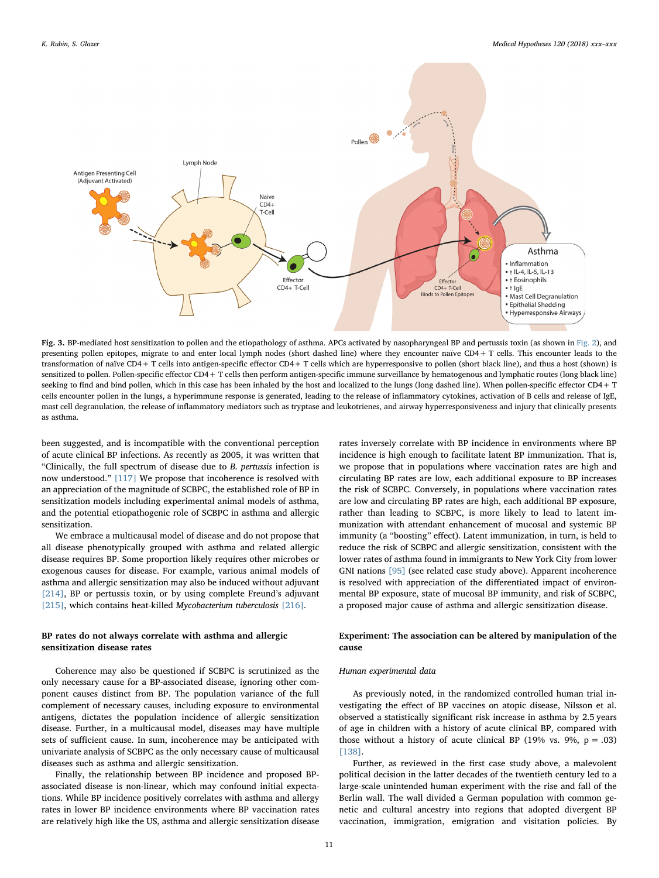Antigen Presenting Cell (Adjuvant Activated)

Lymph Node

Naive CD4+ T-Cell

Effector CD4+ T-Cell

Pollen

Effector CD4+ T-Cell Binds to Pollen Epitopes

Asthma
- Inflammation
- ↑ IL-4, IL-5, IL-13
- ↑ Eosinophils
- ↑ IgE
- Mast Cell Degranulation
- Epithelial Shedding
- Hyperresponsive Airways

**Fig. 3.** BP-mediated host sensitization to pollen and the etiopathology of asthma. APCs activated by nasopharyngeal BP and pertussis toxin (as shown in Fig. 2), and presenting pollen epitopes, migrate to and enter local lymph nodes (short dashed line) where they encounter naïve CD4+ T cells. This encounter leads to the transformation of naïve CD4+ T cells into antigen-specific effector CD4+ T cells which are hyperresponsive to pollen (short black line), and thus a host (shown) is sensitized to pollen. Pollen-specific effector CD4+ T cells then perform antigen-specific immune surveillance by hematogenous and lymphatic routes (long black line) seeking to find and bind pollen, which in this case has been inhaled by the host and localized to the lungs (long dashed line). When pollen-specific effector CD4+ T cells encounter pollen in the lungs, a hyperimmune response is generated, leading to the release of inflammatory cytokines, activation of B cells and release of IgE, mast cell degranulation, the release of inflammatory mediators such as tryptase and leukotrienes, and airway hyperresponsiveness and injury that clinically presents as asthma.

been suggested, and is incompatible with the conventional perception of acute clinical BP infections. As recently as 2005, it was written that "Clinically, the full spectrum of disease due to *B. pertussis* infection is now understood." [117] We propose that incoherence is resolved with an appreciation of the magnitude of SCBPC, the established role of BP in sensitization models including experimental animal models of asthma, and the potential etiopathogenic role of SCBPC in asthma and allergic sensitization.

We embrace a multicausal model of disease and do not propose that all disease phenotypically grouped with asthma and related allergic disease requires BP. Some proportion likely requires other microbes or exogenous causes for disease. For example, various animal models of asthma and allergic sensitization may also be induced without adjuvant [214], BP or pertussis toxin, or by using complete Freund's adjuvant [215], which contains heat-killed *Mycobacterium tuberculosis* [216].

### BP rates do not always correlate with asthma and allergic sensitization disease rates

Coherence may also be questioned if SCBPC is scrutinized as the only necessary cause for a BP-associated disease, ignoring other component causes distinct from BP. The population variance of the full complement of necessary causes, including exposure to environmental antigens, dictates the population incidence of allergic sensitization disease. Further, in a multicausal model, diseases may have multiple sets of sufficient cause. In sum, incoherence may be anticipated with univariate analysis of SCBPC as the only necessary cause of multicausal diseases such as asthma and allergic sensitization.

Finally, the relationship between BP incidence and proposed BP-associated disease is non-linear, which may confound initial expectations. While BP incidence positively correlates with asthma and allergy rates in lower BP incidence environments where BP vaccination rates are relatively high like the US, asthma and allergic sensitization disease rates inversely correlate with BP incidence in environments where BP incidence is high enough to facilitate latent BP immunization. That is, we propose that in populations where vaccination rates are high and circulating BP rates are low, each additional exposure to BP increases the risk of SCBPC. Conversely, in populations where vaccination rates are low and circulating BP rates are high, each additional BP exposure, rather than leading to SCBPC, is more likely to lead to latent immunization with attendant enhancement of mucosal and systemic BP immunity (a "boosting" effect). Latent immunization, in turn, is held to reduce the risk of SCBPC and allergic sensitization, consistent with the lower rates of asthma found in immigrants to New York City from lower GNI nations [95] (see related case study above). Apparent incoherence is resolved with appreciation of the differentiated impact of environmental BP exposure, state of mucosal BP immunity, and risk of SCBPC, a proposed major cause of asthma and allergic sensitization disease.

### Experiment: The association can be altered by manipulation of the cause

#### Human experimental data

As previously noted, in the randomized controlled human trial investigating the effect of BP vaccines on atopic disease, Nilsson et al. observed a statistically significant risk increase in asthma by 2.5 years of age in children with a history of acute clinical BP, compared with those without a history of acute clinical BP (19% vs. 9%, $p = .03$) [138].

Further, as reviewed in the first case study above, a malevolent political decision in the latter decades of the twentieth century led to a large-scale unintended human experiment with the rise and fall of the Berlin wall. The wall divided a German population with common genetic and cultural ancestry into regions that adopted divergent BP vaccination, immigration, emigration and visitation policies. By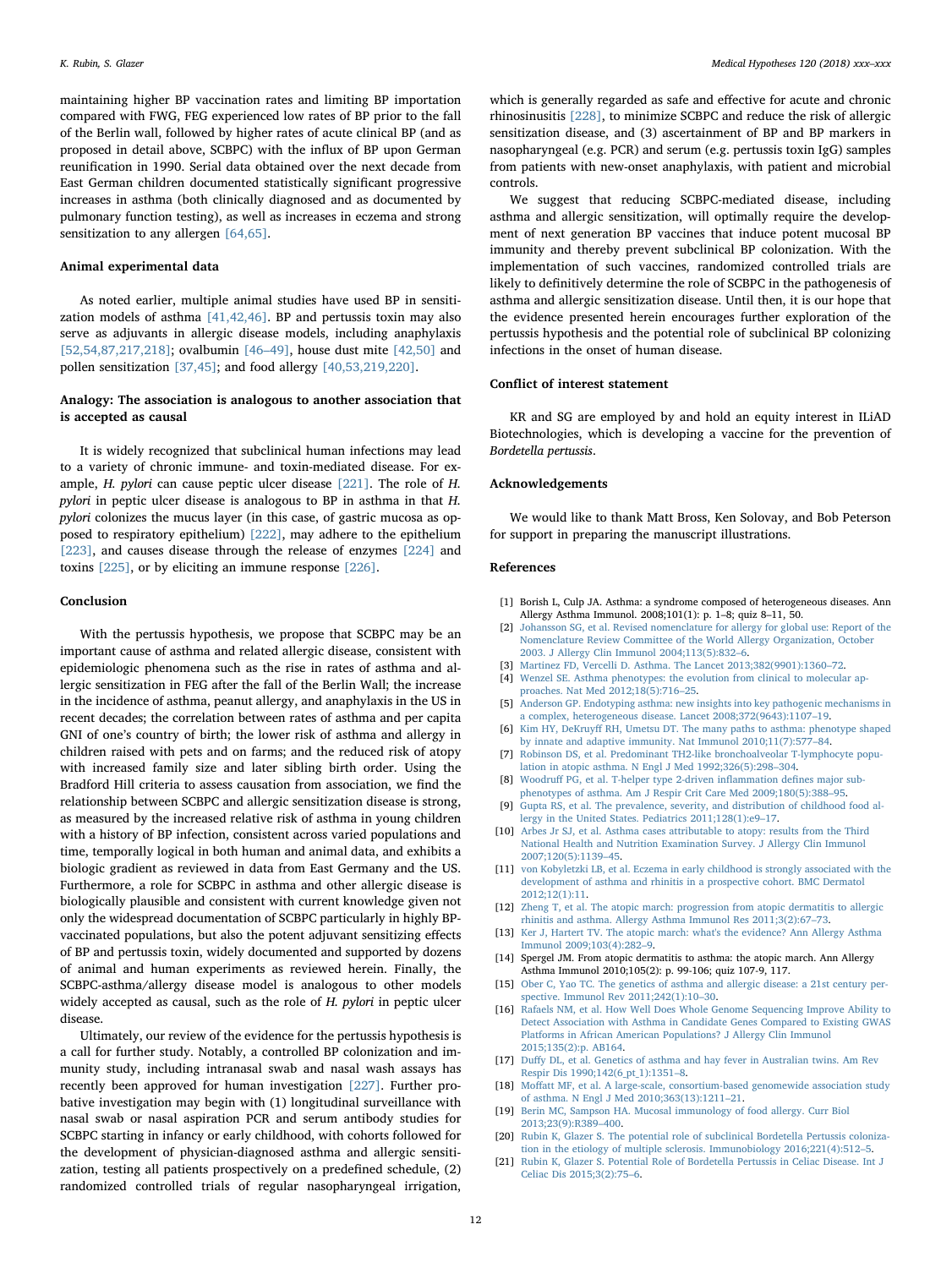maintaining higher BP vaccination rates and limiting BP importation compared with FWG, FEG experienced low rates of BP prior to the fall of the Berlin wall, followed by higher rates of acute clinical BP (and as proposed in detail above, SCBPC) with the influx of BP upon German reunification in 1990. Serial data obtained over the next decade from East German children documented statistically significant progressive increases in asthma (both clinically diagnosed and as documented by pulmonary function testing), as well as increases in eczema and strong sensitization to any allergen [64,65].

#### Animal experimental data

As noted earlier, multiple animal studies have used BP in sensitization models of asthma [41,42,46]. BP and pertussis toxin may also serve as adjuvants in allergic disease models, including anaphylaxis [52,54,87,217,218]; ovalbumin [46–49], house dust mite [42,50] and pollen sensitization [37,45]; and food allergy [40,53,219,220].

#### Analogy: The association is analogous to another association that is accepted as causal

It is widely recognized that subclinical human infections may lead to a variety of chronic immune- and toxin-mediated disease. For example, *H. pylori* can cause peptic ulcer disease [221]. The role of *H. pylori* in peptic ulcer disease is analogous to BP in asthma in that *H. pylori* colonizes the mucus layer (in this case, of gastric mucosa as opposed to respiratory epithelium) [222], may adhere to the epithelium [223], and causes disease through the release of enzymes [224] and toxins [225], or by eliciting an immune response [226].

## Conclusion

With the pertussis hypothesis, we propose that SCBPC may be an important cause of asthma and related allergic disease, consistent with epidemiologic phenomena such as the rise in rates of asthma and allergic sensitization in FEG after the fall of the Berlin Wall; the increase in the incidence of asthma, peanut allergy, and anaphylaxis in the US in recent decades; the correlation between rates of asthma and per capita GNI of one's country of birth; the lower risk of asthma and allergy in children raised with pets and on farms; and the reduced risk of atopy with increased family size and later sibling birth order. Using the Bradford Hill criteria to assess causation from association, we find the relationship between SCBPC and allergic sensitization disease is strong, as measured by the increased relative risk of asthma in young children with a history of BP infection, consistent across varied populations and time, temporally logical in both human and animal data, and exhibits a biologic gradient as reviewed in data from East Germany and the US. Furthermore, a role for SCBPC in asthma and other allergic disease is biologically plausible and consistent with current knowledge given not only the widespread documentation of SCBPC particularly in highly BP-vaccinated populations, but also the potent adjuvant sensitizing effects of BP and pertussis toxin, widely documented and supported by dozens of animal and human experiments as reviewed herein. Finally, the SCBPC-asthma/allergy disease model is analogous to other models widely accepted as causal, such as the role of *H. pylori* in peptic ulcer disease.

Ultimately, our review of the evidence for the pertussis hypothesis is a call for further study. Notably, a controlled BP colonization and immunity study, including intranasal swab and nasal wash assays has recently been approved for human investigation [227]. Further probative investigation may begin with (1) longitudinal surveillance with nasal swab or nasal aspiration PCR and serum antibody studies for SCBPC starting in infancy or early childhood, with cohorts followed for the development of physician-diagnosed asthma and allergic sensitization, testing all patients prospectively on a predefined schedule, (2) randomized controlled trials of regular nasopharyngeal irrigation, which is generally regarded as safe and effective for acute and chronic rhinosinusitis [228], to minimize SCBPC and reduce the risk of allergic sensitization disease, and (3) ascertainment of BP and BP markers in nasopharyngeal (e.g. PCR) and serum (e.g. pertussis toxin IgG) samples from patients with new-onset anaphylaxis, with patient and microbial controls.

We suggest that reducing SCBPC-mediated disease, including asthma and allergic sensitization, will optimally require the development of next generation BP vaccines that induce potent mucosal BP immunity and thereby prevent subclinical BP colonization. With the implementation of such vaccines, randomized controlled trials are likely to definitively determine the role of SCBPC in the pathogenesis of asthma and allergic sensitization disease. Until then, it is our hope that the evidence presented herein encourages further exploration of the pertussis hypothesis and the potential role of subclinical BP colonizing infections in the onset of human disease.

## Conflict of interest statement

KR and SG are employed by and hold an equity interest in ILiAD Biotechnologies, which is developing a vaccine for the prevention of *Bordetella pertussis*.

## Acknowledgements

We would like to thank Matt Bross, Ken Solovay, and Bob Peterson for support in preparing the manuscript illustrations.

## References

[1] Borish L, Culp JA. Asthma: a syndrome composed of heterogeneous diseases. Ann Allergy Asthma Immunol. 2008;101(1): p. 1–8; quiz 8–11, 50.
[2] Johansson SG, et al. Revised nomenclature for allergy for global use: Report of the Nomenclature Review Committee of the World Allergy Organization, October 2003. J Allergy Clin Immunol 2004;113(5):832–6.
[3] Martinez FD, Vercelli D. Asthma. The Lancet 2013;382(9901):1360–72.
[4] Wenzel SE. Asthma phenotypes: the evolution from clinical to molecular approaches. Nat Med 2012;18(5):716–25.
[5] Anderson GP. Endotyping asthma: new insights into key pathogenic mechanisms in a complex, heterogeneous disease. Lancet 2008;372(9643):1107–19.
[6] Kim HY, DeKruyff RH, Umetsu DT. The many paths to asthma: phenotype shaped by innate and adaptive immunity. Nat Immunol 2010;11(7):577–84.
[7] Robinson DS, et al. Predominant TH2-like bronchoalveolar T-lymphocyte population in atopic asthma. N Engl J Med 1992;326(5):298–304.
[8] Woodruff PG, et al. T-helper type 2-driven inflammation defines major subphenotypes of asthma. Am J Respir Crit Care Med 2009;180(5):388–95.
[9] Gupta RS, et al. The prevalence, severity, and distribution of childhood food allergy in the United States. Pediatrics 2011;128(1):e9–17.
[10] Arbes Jr SJ, et al. Asthma cases attributable to atopy: results from the Third National Health and Nutrition Examination Survey. J Allergy Clin Immunol 2007;120(5):1139–45.
[11] von Kobyletzki LB, et al. Eczema in early childhood is strongly associated with the development of asthma and rhinitis in a prospective cohort. BMC Dermatol 2012;12(1):11.
[12] Zheng T, et al. The atopic march: progression from atopic dermatitis to allergic rhinitis and asthma. Allergy Asthma Immunol Res 2011;3(2):67–73.
[13] Ker J, Hartert TV. The atopic march: what's the evidence? Ann Allergy Asthma Immunol 2009;103(4):282–9.
[14] Spergel JM. From atopic dermatitis to asthma: the atopic march. Ann Allergy Asthma Immunol 2010;105(2): p. 99-106; quiz 107-9, 117.
[15] Ober C, Yao TC. The genetics of asthma and allergic disease: a 21st century perspective. Immunol Rev 2011;242(1):10–30.
[16] Rafaels NM, et al. How Well Does Whole Genome Sequencing Improve Ability to Detect Association with Asthma in Candidate Genes Compared to Existing GWAS Platforms in African American Populations? J Allergy Clin Immunol 2015;135(2):p. AB164.
[17] Duffy DL, et al. Genetics of asthma and hay fever in Australian twins. Am Rev Respir Dis 1990;142(6_pt_1):1351–8.
[18] Moffatt MF, et al. A large-scale, consortium-based genomewide association study of asthma. N Engl J Med 2010;363(13):1211–21.
[19] Berin MC, Sampson HA. Mucosal immunology of food allergy. Curr Biol 2013;23(9):R389–400.
[20] Rubin K, Glazer S. The potential role of subclinical Bordetella Pertussis colonization in the etiology of multiple sclerosis. Immunobiology 2016;221(4):512–5.
[21] Rubin K, Glazer S. Potential Role of Bordetella Pertussis in Celiac Disease. Int J Celiac Dis 2015;3(2):75–6.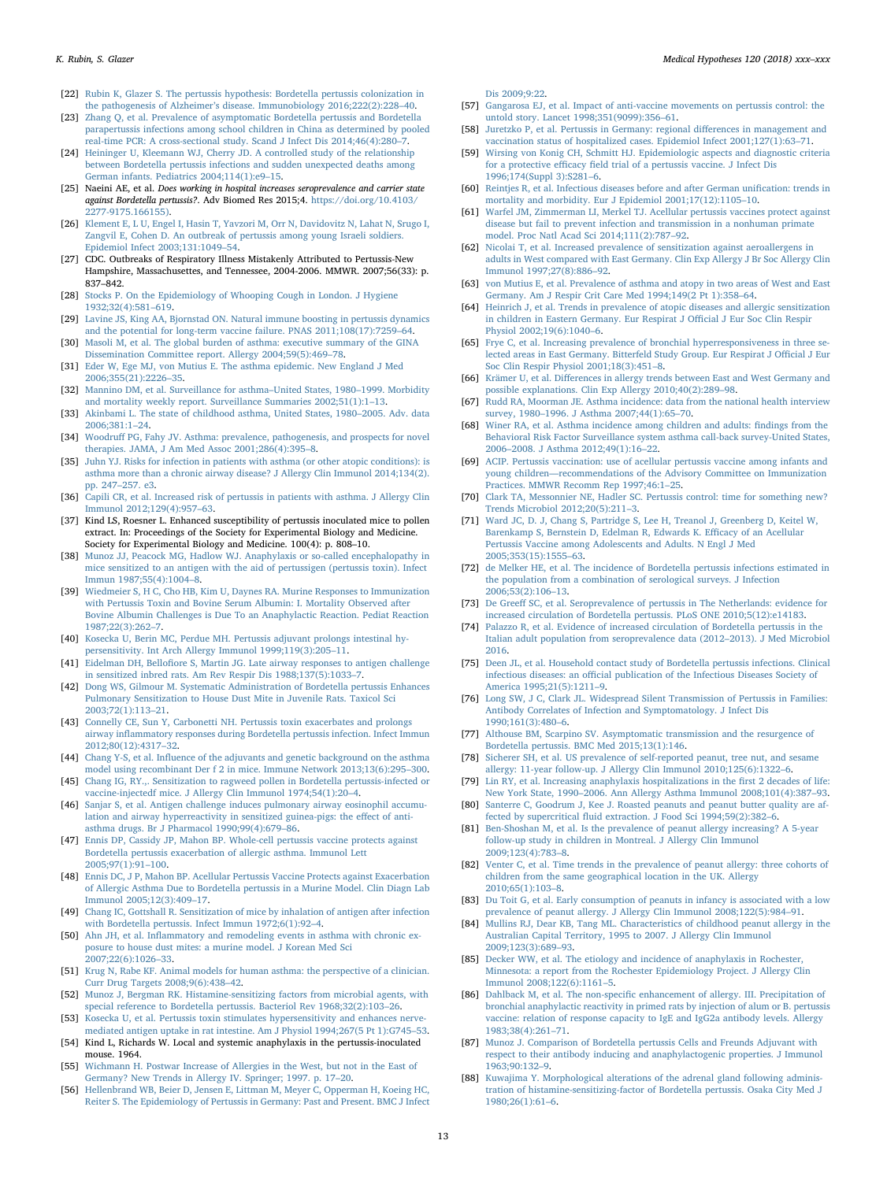[22] Rubin K, Glazer S. The pertussis hypothesis: Bordetella pertussis colonization in the pathogenesis of Alzheimer's disease. Immunobiology 2016;222(2):228–40.

[23] Zhang Q, et al. Prevalence of asymptomatic Bordetella pertussis and Bordetella parapertussis infections among school children in China as determined by pooled real-time PCR: A cross-sectional study. Scand J Infect Dis 2014;46(4):280–7.

[24] Heininger U, Kleemann WJ, Cherry JD. A controlled study of the relationship between Bordetella pertussis infections and sudden unexpected deaths among German infants. Pediatrics 2004;114(1):e9–15.

[25] Naeini AE, et al. *Does working in hospital increases seroprevalence and carrier state against Bordetella pertussis?*. Adv Biomed Res 2015;4. https://doi.org/10.4103/2277-9175.166155).

[26] Klement E, L U, Engel I, Hasin T, Yavzori M, Orr N, Davidovitz N, Lahat N, Srugo I, Zangvil E, Cohen D. An outbreak of pertussis among young Israeli soldiers. Epidemiol Infect 2003;131:1049–54.

[27] CDC. Outbreaks of Respiratory Illness Mistakenly Attributed to Pertussis-New Hampshire, Massachusettes, and Tennessee, 2004-2006. MMWR. 2007;56(33): p. 837–842.

[28] Stocks P. On the Epidemiology of Whooping Cough in London. J Hygiene 1932;32(4):581–619.

[29] Lavine JS, King AA, Bjornstad ON. Natural immune boosting in pertussis dynamics and the potential for long-term vaccine failure. PNAS 2011;108(17):7259–64.

[30] Masoli M, et al. The global burden of asthma: executive summary of the GINA Dissemination Committee report. Allergy 2004;59(5):469–78.

[31] Eder W, Ege MJ, von Mutius E. The asthma epidemic. New England J Med 2006;355(21):2226–35.

[32] Mannino DM, et al. Surveillance for asthma–United States, 1980–1999. Morbidity and mortality weekly report. Surveillance Summaries 2002;51(1):1–13.

[33] Akinbami L. The state of childhood asthma, United States, 1980–2005. Adv. data 2006;381:1–24.

[34] Woodruff PG, Fahy JV. Asthma: prevalence, pathogenesis, and prospects for novel therapies. JAMA, J Am Med Assoc 2001;286(4):395–8.

[35] Juhn YJ. Risks for infection in patients with asthma (or other atopic conditions): is asthma more than a chronic airway disease? J Allergy Clin Immunol 2014;134(2). pp. 247–257. e3.

[36] Capili CR, et al. Increased risk of pertussis in patients with asthma. J Allergy Clin Immunol 2012;129(4):957–63.

[37] Kind LS, Roesner L. Enhanced susceptibility of pertussis inoculated mice to pollen extract. In: Proceedings of the Society for Experimental Biology and Medicine. Society for Experimental Biology and Medicine. 100(4): p. 808–10.

[38] Munoz JJ, Peacock MG, Hadlow WJ. Anaphylaxis or so-called encephalopathy in mice sensitized to an antigen with the aid of pertussigen (pertussis toxin). Infect Immun 1987;55(4):1004–8.

[39] Wiedmeier S, H C, Cho HB, Kim U, Daynes RA. Murine Responses to Immunization with Pertussis Toxin and Bovine Serum Albumin: I. Mortality Observed after Bovine Albumin Challenges is Due To an Anaphylactic Reaction. Pediat Reaction 1987;22(3):262–7.

[40] Kosecka U, Berin MC, Perdue MH. Pertussis adjuvant prolongs intestinal hypersensitivity. Int Arch Allergy Immunol 1999;119(3):205–11.

[41] Eidelman DH, Bellofiore S, Martin JG. Late airway responses to antigen challenge in sensitized inbred rats. Am Rev Respir Dis 1988;137(5):1033–7.

[42] Dong WS, Gilmour M. Systematic Administration of Bordetella pertussis Enhances Pulmonary Sensitization to House Dust Mite in Juvenile Rats. Taxicol Sci 2003;72(1):113–21.

[43] Connelly CE, Sun Y, Carbonetti NH. Pertussis toxin exacerbates and prolongs airway inflammatory responses during Bordetella pertussis infection. Infect Immun 2012;80(12):4317–32.

[44] Chang Y-S, et al. Influence of the adjuvants and genetic background on the asthma model using recombinant Der f 2 in mice. Immune Network 2013;13(6):295–300.

[45] Chang IG, RY.,. Sensitization to ragweed pollen in Bordetella pertussis-infected or vaccine-injectedf mice. J Allergy Clin Immunol 1974;54(1):20–4.

[46] Sanjar S, et al. Antigen challenge induces pulmonary airway eosinophil accumulation and airway hyperreactivity in sensitized guinea-pigs: the effect of anti-asthma drugs. Br J Pharmacol 1990;99(4):679–86.

[47] Ennis DP, Cassidy JP, Mahon BP. Whole-cell pertussis vaccine protects against Bordetella pertussis exacerbation of allergic asthma. Immunol Lett 2005;97(1):91–100.

[48] Ennis DC, J P, Mahon BP. Acellular Pertussis Vaccine Protects against Exacerbation of Allergic Asthma Due to Bordetella pertussis in a Murine Model. Clin Diagn Lab Immunol 2005;12(3):409–17.

[49] Chang IC, Gottshall R. Sensitization of mice by inhalation of antigen after infection with Bordetella pertussis. Infect Immun 1972;6(1):92–4.

[50] Ahn JH, et al. Inflammatory and remodeling events in asthma with chronic exposure to house dust mites: a murine model. J Korean Med Sci 2007;22(6):1026–33.

[51] Krug N, Rabe KF. Animal models for human asthma: the perspective of a clinician. Curr Drug Targets 2008;9(6):438–42.

[52] Munoz J, Bergman RK. Histamine-sensitizing factors from microbial agents, with special reference to Bordetella pertussis. Bacteriol Rev 1968;32(2):103–26.

[53] Kosecka U, et al. Pertussis toxin stimulates hypersensitivity and enhances nerve-mediated antigen uptake in rat intestine. Am J Physiol 1994;267(5 Pt 1):G745–53.

[54] Kind L, Richards W. Local and systemic anaphylaxis in the pertussis-inoculated mouse. 1964.

[55] Wichmann H. Postwar Increase of Allergies in the West, but not in the East of Germany? New Trends in Allergy IV. Springer; 1997. p. 17–20.

[56] Hellenbrand WB, Beier D, Jensen E, Littman M, Meyer C, Opperman H, Koeing HC, Reiter S. The Epidemiology of Pertussis in Germany: Past and Present. BMC J Infect Dis 2009;9:22.

[57] Gangarosa EJ, et al. Impact of anti-vaccine movements on pertussis control: the untold story. Lancet 1998;351(9099):356–61.

[58] Juretzko P, et al. Pertussis in Germany: regional differences in management and vaccination status of hospitalized cases. Epidemiol Infect 2001;127(1):63–71.

[59] Wirsing von Konig CH, Schmitt HJ. Epidemiologic aspects and diagnostic criteria for a protective efficacy field trial of a pertussis vaccine. J Infect Dis 1996;174(Suppl 3):S281–6.

[60] Reintjes R, et al. Infectious diseases before and after German unification: trends in mortality and morbidity. Eur J Epidemiol 2001;17(12):1105–10.

[61] Warfel JM, Zimmerman LI, Merkel TJ. Acellular pertussis vaccines protect against disease but fail to prevent infection and transmission in a nonhuman primate model. Proc Natl Acad Sci 2014;111(2):787–92.

[62] Nicolai T, et al. Increased prevalence of sensitization against aeroallergens in adults in West compared with East Germany. Clin Exp Allergy J Br Soc Allergy Clin Immunol 1997;27(8):886–92.

[63] von Mutius E, et al. Prevalence of asthma and atopy in two areas of West and East Germany. Am J Respir Crit Care Med 1994;149(2 Pt 1):358–64.

[64] Heinrich J, et al. Trends in prevalence of atopic diseases and allergic sensitization in children in Eastern Germany. Eur Respirat J Official J Eur Soc Clin Respir Physiol 2002;19(6):1040–6.

[65] Frye C, et al. Increasing prevalence of bronchial hyperresponsiveness in three selected areas in East Germany. Bitterfeld Study Group. Eur Respirat J Official J Eur Soc Clin Respir Physiol 2001;18(3):451–8.

[66] Krämer U, et al. Differences in allergy trends between East and West Germany and possible explanations. Clin Exp Allergy 2010;40(2):289–98.

[67] Rudd RA, Moorman JE. Asthma incidence: data from the national health interview survey, 1980–1996. J Asthma 2007;44(1):65–70.

[68] Winer RA, et al. Asthma incidence among children and adults: findings from the Behavioral Risk Factor Surveillance system asthma call-back survey-United States, 2006–2008. J Asthma 2012;49(1):16–22.

[69] ACIP. Pertussis vaccination: use of acellular pertussis vaccine among infants and young children—recommendations of the Advisory Committee on Immunization Practices. MMWR Recomm Rep 1997;46:1–25.

[70] Clark TA, Messonnier NE, Hadler SC. Pertussis control: time for something new? Trends Microbiol 2012;20(5):211–3.

[71] Ward JC, D. J, Chang S, Partridge S, Lee H, Treanol J, Greenberg D, Keitel W, Barenkamp S, Bernstein D, Edelman R, Edwards K. Efficacy of an Acellular Pertussis Vaccine among Adolescents and Adults. N Engl J Med 2005;353(15):1555–63.

[72] de Melker HE, et al. The incidence of Bordetella pertussis infections estimated in the population from a combination of serological surveys. J Infection 2006;53(2):106–13.

[73] De Greeff SC, et al. Seroprevalence of pertussis in The Netherlands: evidence for increased circulation of Bordetella pertussis. PLoS ONE 2010;5(12):e14183.

[74] Palazzo R, et al. Evidence of increased circulation of Bordetella pertussis in the Italian adult population from seroprevalence data (2012–2013). J Med Microbiol 2016.

[75] Deen JL, et al. Household contact study of Bordetella pertussis infections. Clinical infectious diseases: an official publication of the Infectious Diseases Society of America 1995;21(5):1211–9.

[76] Long SW, J C, Clark JL. Widespread Silent Transmission of Pertussis in Families: Antibody Correlates of Infection and Symptomatology. J Infect Dis 1990;161(3):480–6.

[77] Althouse BM, Scarpino SV. Asymptomatic transmission and the resurgence of Bordetella pertussis. BMC Med 2015;13(1):146.

[78] Sicherer SH, et al. US prevalence of self-reported peanut, tree nut, and sesame allergy: 11-year follow-up. J Allergy Clin Immunol 2010;125(6):1322–6.

[79] Lin RY, et al. Increasing anaphylaxis hospitalizations in the first 2 decades of life: New York State, 1990–2006. Ann Allergy Asthma Immunol 2008;101(4):387–93.

[80] Santerre C, Goodrum J, Kee J. Roasted peanuts and peanut butter quality are affected by supercritical fluid extraction. J Food Sci 1994;59(2):382–6.

[81] Ben-Shoshan M, et al. Is the prevalence of peanut allergy increasing? A 5-year follow-up study in children in Montreal. J Allergy Clin Immunol 2009;123(4):783–8.

[82] Venter C, et al. Time trends in the prevalence of peanut allergy: three cohorts of children from the same geographical location in the UK. Allergy 2010;65(1):103–8.

[83] Du Toit G, et al. Early consumption of peanuts in infancy is associated with a low prevalence of peanut allergy. J Allergy Clin Immunol 2008;122(5):984–91.

[84] Mullins RJ, Dear KB, Tang ML. Characteristics of childhood peanut allergy in the Australian Capital Territory, 1995 to 2007. J Allergy Clin Immunol 2009;123(3):689–93.

[85] Decker WW, et al. The etiology and incidence of anaphylaxis in Rochester, Minnesota: a report from the Rochester Epidemiology Project. J Allergy Clin Immunol 2008;122(6):1161–5.

[86] Dahlback M, et al. The non-specific enhancement of allergy. III. Precipitation of bronchial anaphylactic reactivity in primed rats by injection of alum or B. pertussis vaccine: relation of response capacity to IgE and IgG2a antibody levels. Allergy 1983;38(4):261–71.

[87] Munoz J. Comparison of Bordetella pertussis Cells and Freunds Adjuvant with respect to their antibody inducing and anaphylactogenic properties. J Immunol 1963;90:132–9.

[88] Kuwajima Y. Morphological alterations of the adrenal gland following administration of histamine-sensitizing-factor of Bordetella pertussis. Osaka City Med J 1980;26(1):61–6.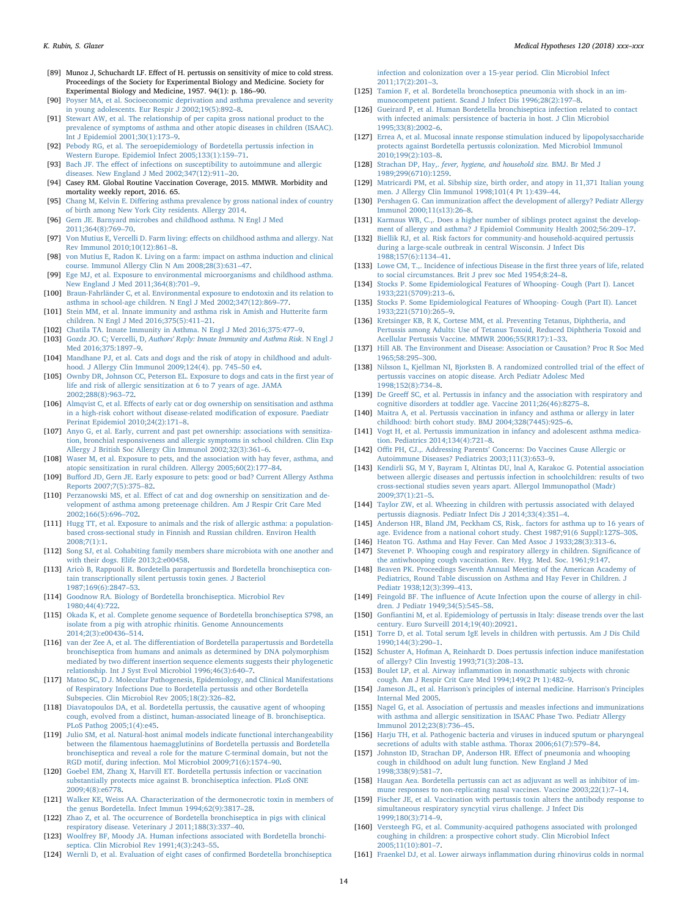[89] Munoz J, Schuchardt LF. Effect of H. pertussis on sensitivity of mice to cold stress. Proceedings of the Society for Experimental Biology and Medicine. Society for Experimental Biology and Medicine, 1957. 94(1): p. 186–90.

[90] Poyser MA, et al. Socioeconomic deprivation and asthma prevalence and severity in young adolescents. Eur Respir J 2002;19(5):892–8.

[91] Stewart AW, et al. The relationship of per capita gross national product to the prevalence of symptoms of asthma and other atopic diseases in children (ISAAC). Int J Epidemiol 2001;30(1):173–9.

[92] Pebody RG, et al. The seroepidemiology of Bordetella pertussis infection in Western Europe. Epidemiol Infect 2005;133(1):159–71.

[93] Bach JF. The effect of infections on susceptibility to autoimmune and allergic diseases. New England J Med 2002;347(12):911–20.

[94] Casey RM. Global Routine Vaccination Coverage, 2015. MMWR. Morbidity and mortality weekly report, 2016. 65.

[95] Chang M, Kelvin E. Differing asthma prevalence by gross national index of country of birth among New York City residents. Allergy 2014.

[96] Gern JE. Barnyard microbes and childhood asthma. N Engl J Med 2011;364(8):769–70.

[97] Von Mutius E, Vercelli D. Farm living: effects on childhood asthma and allergy. Nat Rev Immunol 2010;10(12):861–8.

[98] von Mutius E, Radon K. Living on a farm: impact on asthma induction and clinical course. Immunol Allergy Clin N Am 2008;28(3):631–47.

[99] Ege MJ, et al. Exposure to environmental microorganisms and childhood asthma. New England J Med 2011;364(8):701–9.

[100] Braun-Fahrländer C, et al. Environmental exposure to endotoxin and its relation to asthma in school-age children. N Engl J Med 2002;347(12):869–77.

[101] Stein MM, et al. Innate immunity and asthma risk in Amish and Hutterite farm children. N Engl J Med 2016;375(5):411–21.

[102] Chatila TA. Innate Immunity in Asthma. N Engl J Med 2016;375:477–9.

[103] Gozdz JO. C; Vercelli, D, *Authors' Reply: Innate Immunity and Asthma Risk*. N Engl J Med 2016;375:1897–9.

[104] Mandhane PJ, et al. Cats and dogs and the risk of atopy in childhood and adulthood. J Allergy Clin Immunol 2009;124(4). pp. 745–50 e4.

[105] Ownby DR, Johnson CC, Peterson EL. Exposure to dogs and cats in the first year of life and risk of allergic sensitization at 6 to 7 years of age. JAMA 2002;288(8):963–72.

[106] Almqvist C, et al. Effects of early cat or dog ownership on sensitisation and asthma in a high-risk cohort without disease-related modification of exposure. Paediatr Perinat Epidemiol 2010;24(2):171–8.

[107] Anyo G, et al. Early, current and past pet ownership: associations with sensitization, bronchial responsiveness and allergic symptoms in school children. Clin Exp Allergy J British Soc Allergy Clin Immunol 2002;32(3):361–6.

[108] Waser M, et al. Exposure to pets, and the association with hay fever, asthma, and atopic sensitization in rural children. Allergy 2005;60(2):177–84.

[109] Bufford JD, Gern JE. Early exposure to pets: good or bad? Current Allergy Asthma Reports 2007;7(5):375–82.

[110] Perzanowski MS, et al. Effect of cat and dog ownership on sensitization and development of asthma among preteenage children. Am J Respir Crit Care Med 2002;166(5):696–702.

[111] Hugg TT, et al. Exposure to animals and the risk of allergic asthma: a population-based cross-sectional study in Finnish and Russian children. Environ Health 2008;7(1):1.

[112] Song SJ, et al. Cohabiting family members share microbiota with one another and with their dogs. Elife 2013;2:e00458.

[113] Aricò B, Rappuoli R. Bordetella parapertussis and Bordetella bronchiseptica contain transcriptionally silent pertussis toxin genes. J Bacteriol 1987;169(6):2847–53.

[114] Goodnow RA. Biology of Bordetella bronchiseptica. Microbiol Rev 1980;44(4):722.

[115] Okada K, et al. Complete genome sequence of Bordetella bronchiseptica S798, an isolate from a pig with atrophic rhinitis. Genome Announcements 2014;2(3):e00436–514.

[116] van der Zee A, et al. The differentiation of Bordetella parapertussis and Bordetella bronchiseptica from humans and animals as determined by DNA polymorphism mediated by two different insertion sequence elements suggests their phylogenetic relationship. Int J Syst Evol Microbiol 1996;46(3):640–7.

[117] Matoo SC, D J. Molecular Pathogenesis, Epidemiology, and Clinical Manifestations of Respiratory Infections Due to Bordetella pertussis and other Bordetella Subspecies. Clin Microbiol Rev 2005;18(2):326–82.

[118] Diavatopoulos DA, et al. Bordetella pertussis, the causative agent of whooping cough, evolved from a distinct, human-associated lineage of B. bronchiseptica. PLoS Pathog 2005;1(4):e45.

[119] Julio SM, et al. Natural-host animal models indicate functional interchangeability between the filamentous haemagglutinins of Bordetella pertussis and Bordetella bronchiseptica and reveal a role for the mature C-terminal domain, but not the RGD motif, during infection. Mol Microbiol 2009;71(6):1574–90.

[120] Goebel EM, Zhang X, Harvill ET. Bordetella pertussis infection or vaccination substantially protects mice against B. bronchiseptica infection. PLoS ONE 2009;4(8):e6778.

[121] Walker KE, Weiss AA. Characterization of the dermonecrotic toxin in members of the genus Bordetella. Infect Immun 1994;62(9):3817–28.

[122] Zhao Z, et al. The occurrence of Bordetella bronchiseptica in pigs with clinical respiratory disease. Veterinary J 2011;188(3):337–40.

[123] Woolfrey BF, Moody JA. Human infections associated with Bordetella bronchiseptica. Clin Microbiol Rev 1991;4(3):243–55.

[124] Wernli D, et al. Evaluation of eight cases of confirmed Bordetella bronchiseptica infection and colonization over a 15-year period. Clin Microbiol Infect 2011;17(2):201–3.

[125] Tamion F, et al. Bordetella bronchoseptica pneumonia with shock in an immunocompetent patient. Scand J Infect Dis 1996;28(2):197–8.

[126] Gueirard P, et al. Human Bordetella bronchiseptica infection related to contact with infected animals: persistence of bacteria in host. J Clin Microbiol 1995;33(8):2002–6.

[127] Errea A, et al. Mucosal innate response stimulation induced by lipopolysaccharide protects against Bordetella pertussis colonization. Med Microbiol Immunol 2010;199(2):103–8.

[128] Strachan DP, Hay,. *fever, hygiene, and household size*. BMJ. Br Med J 1989;299(6710):1259.

[129] Matricardi PM, et al. Sibship size, birth order, and atopy in 11,371 Italian young men. J Allergy Clin Immunol 1998;101(4 Pt 1):439–44.

[130] Pershagen G. Can immunization affect the development of allergy? Pediatr Allergy Immunol 2000;11(s13):26–8.

[131] Karmaus WB, C.,. Does a higher number of siblings protect against the development of allergy and asthma? J Epidemiol Community Health 2002;56:209–17.

[132] Biellik RJ, et al. Risk factors for community-and household-acquired pertussis during a large-scale outbreak in central Wisconsin. J Infect Dis 1988;157(6):1134–41.

[133] Lowe CM, T.,. Incidence of infectious Disease in the first three years of life, related to social circumstances. Brit J prev soc Med 1954;8:24–8.

[134] Stocks P. Some Epidemiological Features of Whooping- Cough (Part I). Lancet 1933;221(5709):213–6.

[135] Stocks P. Some Epidemiological Features of Whooping- Cough (Part II). Lancet 1933;221(5710):265–9.

[136] Kretsinger KB, R K, Cortese MM, et al. Preventing Tetanus, Diphtheria, and Pertussis among Adults: Use of Tetanus Toxoid, Reduced Diphtheria Toxoid and Acellular Pertussis Vaccine. MMWR 2006;55(RR17):1–33.

[137] Hill AB. The Environment and Disease: Association or Causation? Proc R Soc Med 1965;58:295–300.

[138] Nilsson L, Kjellman NI, Bjorksten B. A randomized controlled trial of the effect of pertussis vaccines on atopic disease. Arch Pediatr Adolesc Med 1998;152(8):734–8.

[139] De Greeff SC, et al. Pertussis in infancy and the association with respiratory and cognitive disorders at toddler age. Vaccine 2011;26(46):8275–8.

[140] Maitra A, et al. Pertussis vaccination in infancy and asthma or allergy in later childhood: birth cohort study. BMJ 2004;328(7445):925–6.

[141] Vogt H, et al. Pertussis immunization in infancy and adolescent asthma medication. Pediatrics 2014;134(4):721–8.

[142] Offit PH, CJ.,. Addressing Parents' Concerns: Do Vaccines Cause Allergic or Autoimmune Diseases? Pediatrics 2003;111(3):653–9.

[143] Kendirli SG, M Y, Bayram I, Altintas DU, lnal A, Karakoc G. Potential association between allergic diseases and pertussis infection in schoolchildren: results of two cross-sectional studies seven years apart. Allergol Immunopathol (Madr) 2009;37(1):21–5.

[144] Taylor ZW, et al. Wheezing in children with pertussis associated with delayed pertussis diagnosis. Pediatr Infect Dis J 2014;33(4):351–4.

[145] Anderson HR, Bland JM, Peckham CS, Risk,. factors for asthma up to 16 years of age. Evidence from a national cohort study. Chest 1987;91(6 Suppl):127S–30S.

[146] Heaton TG. Asthma and Hay Fever. Can Med Assoc J 1933;28(3):313–6.

[147] Stevenet P. Whooping cough and respiratory allergy in children. Significance of the antiwhooping cough vaccination. Rev. Hyg. Med. Soc. 1961;9:147.

[148] Beaven PK. Proceedings Seventh Annual Meeting of the American Academy of Pediatrics, Round Table discussion on Asthma and Hay Fever in Children. J Pediatr 1938;12(3):399–413.

[149] Feingold BF. The influence of Acute Infection upon the course of allergy in children. J Pediatr 1949;34(5):545–58.

[150] Gonfiantini M, et al. Epidemiology of pertussis in Italy: disease trends over the last century. Euro Surveill 2014;19(40):20921.

[151] Torre D, et al. Total serum IgE levels in children with pertussis. Am J Dis Child 1990;144(3):290–1.

[152] Schuster A, Hofman A, Reinhardt D. Does pertussis infection induce manifestation of allergy? Clin Investig 1993;71(3):208–13.

[153] Boulet LP, et al. Airway inflammation in nonasthmatic subjects with chronic cough. Am J Respir Crit Care Med 1994;149(2 Pt 1):482–9.

[154] Jameson JL, et al. Harrison's principles of internal medicine. Harrison's Principles Internal Med 2005.

[155] Nagel G, et al. Association of pertussis and measles infections and immunizations with asthma and allergic sensitization in ISAAC Phase Two. Pediatr Allergy Immunol 2012;23(8):736–45.

[156] Harju TH, et al. Pathogenic bacteria and viruses in induced sputum or pharyngeal secretions of adults with stable asthma. Thorax 2006;61(7):579–84.

[157] Johnston ID, Strachan DP, Anderson HR. Effect of pneumonia and whooping cough in childhood on adult lung function. New England J Med 1998;338(9):581–7.

[158] Haugan Aea. Bordetella pertussis can act as adjuvant as well as inhibitor of immune responses to non-replicating nasal vaccines. Vaccine 2003;22(1):7–14.

[159] Fischer JE, et al. Vaccination with pertussis toxin alters the antibody response to simultaneous respiratory syncytial virus challenge. J Infect Dis 1999;180(3):714–9.

[160] Versteegh FG, et al. Community-acquired pathogens associated with prolonged coughing in children: a prospective cohort study. Clin Microbiol Infect 2005;11(10):801–7.

[161] Fraenkel DJ, et al. Lower airways inflammation during rhinovirus colds in normal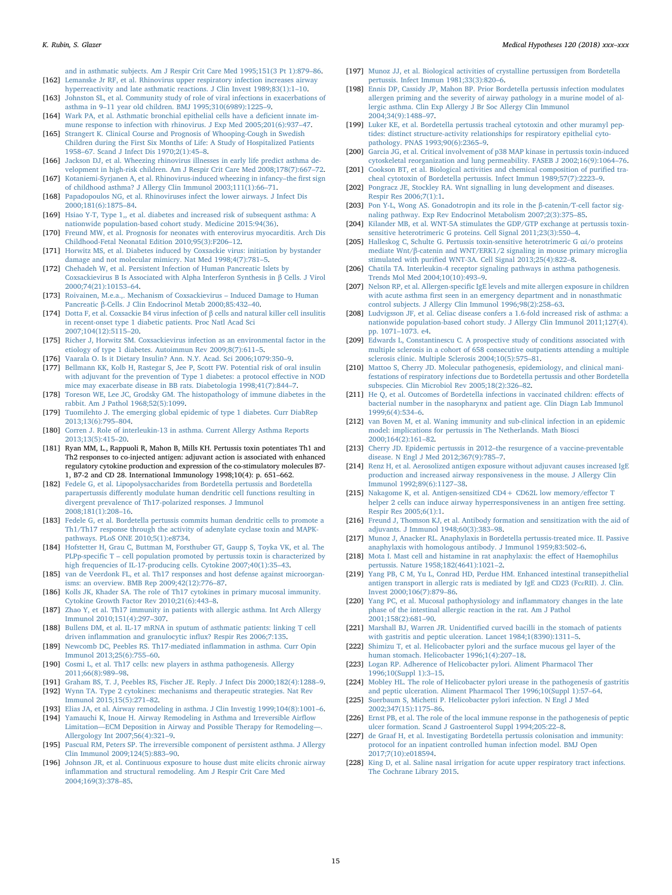and in asthmatic subjects. Am J Respir Crit Care Med 1995;151(3 Pt 1):879–86.

[162] Lemanske Jr RF, et al. Rhinovirus upper respiratory infection increases airway hyperreactivity and late asthmatic reactions. J Clin Invest 1989;83(1):1–10.

[163] Johnston SL, et al. Community study of role of viral infections in exacerbations of asthma in 9–11 year old children. BMJ 1995;310(6989):1225–9.

[164] Wark PA, et al. Asthmatic bronchial epithelial cells have a deficient innate immune response to infection with rhinovirus. J Exp Med 2005;201(6):937–47.

[165] Strangert K. Clinical Course and Prognosis of Whooping-Cough in Swedish Children during the First Six Months of Life: A Study of Hospitalized Patients 1958–67. Scand J Infect Dis 1970;2(1):45–8.

[166] Jackson DJ, et al. Wheezing rhinovirus illnesses in early life predict asthma development in high-risk children. Am J Respir Crit Care Med 2008;178(7):667–72.

[167] Kotaniemi-Syrjanen A, et al. Rhinovirus-induced wheezing in infancy–the first sign of childhood asthma? J Allergy Clin Immunol 2003;111(1):66–71.

[168] Papadopoulos NG, et al. Rhinoviruses infect the lower airways. J Infect Dis 2000;181(6):1875–84.

[169] Hsiao Y-T, Type 1,, et al. diabetes and increased risk of subsequent asthma: A nationwide population-based cohort study. Medicine 2015:94(36).

[170] Freund MW, et al. Prognosis for neonates with enterovirus myocarditis. Arch Dis Childhood-Fetal Neonatal Edition 2010;95(3):F206–12.

[171] Horwitz MS, et al. Diabetes induced by Coxsackie virus: initiation by bystander damage and not molecular mimicry. Nat Med 1998;4(7):781–5.

[172] Chehadeh W, et al. Persistent Infection of Human Pancreatic Islets by Coxsackievirus B Is Associated with Alpha Interferon Synthesis in β Cells. J Virol 2000;74(21):10153–64.

[173] Roivainen, M.e.a.,. Mechanism of Coxsackievirus – Induced Damage to Human Pancreatic β-Cells. J Clin Endocrinol Metab 2000;85:432–40.

[174] Dotta F, et al. Coxsackie B4 virus infection of β cells and natural killer cell insulitis in recent-onset type 1 diabetic patients. Proc Natl Acad Sci 2007;104(12):5115–20.

[175] Richer J, Horwitz SM. Coxsackievirus infection as an environmental factor in the etiology of type 1 diabetes. Autoimmun Rev 2009;8(7):611–5.

[176] Vaarala O. Is it Dietary Insulin? Ann. N.Y. Acad. Sci 2006;1079:350–9.

[177] Bellmann KK, Kolb H, Rastegar S, Jee P, Scott FW. Potential risk of oral insulin with adjuvant for the prevention of Type 1 diabetes: a protocol effective in NOD mice may exacerbate disease in BB rats. Diabetologia 1998;41(7):844–7.

[178] Toreson WE, Lee JC, Grodsky GM. The histopathology of immune diabetes in the rabbit. Am J Pathol 1968;52(5):1099.

[179] Tuomilehto J. The emerging global epidemic of type 1 diabetes. Curr DiabRep 2013;13(6):795–804.

[180] Corren J. Role of interleukin-13 in asthma. Current Allergy Asthma Reports 2013;13(5):415–20.

[181] Ryan MM, L., Rappuoli R, Mahon B, Mills KH. Pertussis toxin potentiates Th1 and Th2 responses to co-injected antigen: adjuvant action is associated with enhanced regulatory cytokine production and expression of the co-stimulatory molecules B7-1, B7-2 and CD 28. International Immunology 1998;10(4): p. 651–662.

[182] Fedele G, et al. Lipopolysaccharides from Bordetella pertussis and Bordetella parapertussis differently modulate human dendritic cell functions resulting in divergent prevalence of Th17-polarized responses. J Immunol 2008;181(1):208–16.

[183] Fedele G, et al. Bordetella pertussis commits human dendritic cells to promote a Th1/Th17 response through the activity of adenylate cyclase toxin and MAPK-pathways. PLoS ONE 2010;5(1):e8734.

[184] Hofstetter H, Grau C, Buttman M, Forsthuber GT, Gaupp S, Toyka VK, et al. The PLPp-specific T – cell population promoted by pertussis toxin is characterized by high frequencies of IL-17-producing cells. Cytokine 2007;40(1):35–43.

[185] van de Veerdonk FL, et al. Th17 responses and host defense against microorganisms: an overview. BMB Rep 2009;42(12):776–87.

[186] Kolls JK, Khader SA. The role of Th17 cytokines in primary mucosal immunity. Cytokine Growth Factor Rev 2010;21(6):443–8.

[187] Zhao Y, et al. Th17 immunity in patients with allergic asthma. Int Arch Allergy Immunol 2010;151(4):297–307.

[188] Bullens DM, et al. IL-17 mRNA in sputum of asthmatic patients: linking T cell driven inflammation and granulocytic influx? Respir Res 2006;7:135.

[189] Newcomb DC, Peebles RS. Th17-mediated inflammation in asthma. Curr Opin Immunol 2013;25(6):755–60.

[190] Cosmi L, et al. Th17 cells: new players in asthma pathogenesis. Allergy 2011;66(8):989–98.

[191] Graham BS, T. J, Peebles RS, Fischer JE. Reply. J Infect Dis 2000;182(4):1288–9.

[192] Wynn TA. Type 2 cytokines: mechanisms and therapeutic strategies. Nat Rev Immunol 2015;15(5):271–82.

[193] Elias JA, et al. Airway remodeling in asthma. J Clin Investig 1999;104(8):1001–6.

[194] Yamauchi K, Inoue H. Airway Remodeling in Asthma and Irreversible Airflow Limitation—ECM Deposition in Airway and Possible Therapy for Remodeling—. Allergology Int 2007;56(4):321–9.

[195] Pascual RM, Peters SP. The irreversible component of persistent asthma. J Allergy Clin Immunol 2009;124(5):883–90.

[196] Johnson JR, et al. Continuous exposure to house dust mite elicits chronic airway inflammation and structural remodeling. Am J Respir Crit Care Med 2004;169(3):378–85.

[197] Munoz JJ, et al. Biological activities of crystalline pertussigen from Bordetella pertussis. Infect Immun 1981;33(3):820–6.

[198] Ennis DP, Cassidy JP, Mahon BP. Prior Bordetella pertussis infection modulates allergen priming and the severity of airway pathology in a murine model of allergic asthma. Clin Exp Allergy J Br Soc Allergy Clin Immunol 2004;34(9):1488–97.

[199] Luker KE, et al. Bordetella pertussis tracheal cytotoxin and other muramyl peptides: distinct structure-activity relationships for respiratory epithelial cytopathology. PNAS 1993;90(6):2365–9.

[200] Garcia JG, et al. Critical involvement of p38 MAP kinase in pertussis toxin-induced cytoskeletal reorganization and lung permeability. FASEB J 2002;16(9):1064–76.

[201] Cookson BT, et al. Biological activities and chemical composition of purified tracheal cytotoxin of Bordetella pertussis. Infect Immun 1989;57(7):2223–9.

[202] Pongracz JE, Stockley RA. Wnt signalling in lung development and diseases. Respir Res 2006;7(1):1.

[203] Pon Y-L, Wong AS. Gonadotropin and its role in the β-catenin/T-cell factor signaling pathway. Exp Rev Endocrinol Metabolism 2007;2(3):375–85.

[204] Kilander MB, et al. WNT-5A stimulates the GDP/GTP exchange at pertussis toxin-sensitive heterotrimeric G proteins. Cell Signal 2011;23(3):550–4.

[205] Halleskog C, Schulte G. Pertussis toxin-sensitive heterotrimeric G αi/o proteins mediate Wnt/β-catenin and WNT/ERK1/2 signaling in mouse primary microglia stimulated with purified WNT-3A. Cell Signal 2013;25(4):822–8.

[206] Chatila TA. Interleukin-4 receptor signaling pathways in asthma pathogenesis. Trends Mol Med 2004;10(10):493–9.

[207] Nelson RP, et al. Allergen-specific IgE levels and mite allergen exposure in children with acute asthma first seen in an emergency department and in nonasthmatic control subjects. J Allergy Clin Immunol 1996;98(2):258–63.

[208] Ludvigsson JF, et al. Celiac disease confers a 1.6-fold increased risk of asthma: a nationwide population-based cohort study. J Allergy Clin Immunol 2011;127(4). pp. 1071–1073. e4.

[209] Edwards L, Constantinescu C. A prospective study of conditions associated with multiple sclerosis in a cohort of 658 consecutive outpatients attending a multiple sclerosis clinic. Multiple Sclerosis 2004;10(5):575–81.

[210] Mattoo S, Cherry JD. Molecular pathogenesis, epidemiology, and clinical manifestations of respiratory infections due to Bordetella pertussis and other Bordetella subspecies. Clin Microbiol Rev 2005;18(2):326–82.

[211] He Q, et al. Outcomes of Bordetella infections in vaccinated children: effects of bacterial number in the nasopharynx and patient age. Clin Diagn Lab Immunol 1999;6(4):534–6.

[212] van Boven M, et al. Waning immunity and sub-clinical infection in an epidemic model: implications for pertussis in The Netherlands. Math Biosci 2000;164(2):161–82.

[213] Cherry JD. Epidemic pertussis in 2012–the resurgence of a vaccine-preventable disease. N Engl J Med 2012;367(9):785–7.

[214] Renz H, et al. Aerosolized antigen exposure without adjuvant causes increased IgE production and increased airway responsiveness in the mouse. J Allergy Clin Immunol 1992;89(6):1127–38.

[215] Nakagome K, et al. Antigen-sensitized CD4+ CD62L low memory/effector T helper 2 cells can induce airway hyperresponsiveness in an antigen free setting. Respir Res 2005;6(1):1.

[216] Freund J, Thomson KJ, et al. Antibody formation and sensitization with the aid of adjuvants. J Immunol 1948;60(3):383–98.

[217] Munoz J, Anacker RL. Anaphylaxis in Bordetella pertussis-treated mice. II. Passive anaphylaxis with homologous antibody. J Immunol 1959;83:502–6.

[218] Mota I. Mast cell and histamine in rat anaphylaxis: the effect of Haemophilus pertussis. Nature 1958;182(4641):1021–2.

[219] Yang PB, C M, Yu L, Conrad HD, Perdue HM. Enhanced intestinal transepithelial antigen transport in allergic rats is mediated by IgE and CD23 (FcεRII). J. Clin. Invest 2000;106(7):879–86.

[220] Yang PC, et al. Mucosal pathophysiology and inflammatory changes in the late phase of the intestinal allergic reaction in the rat. Am J Pathol 2001;158(2):681–90.

[221] Marshall BJ, Warren JR. Unidentified curved bacilli in the stomach of patients with gastritis and peptic ulceration. Lancet 1984;1(8390):1311–5.

[222] Shimizu T, et al. Helicobacter pylori and the surface mucous gel layer of the human stomach. Helicobacter 1996;1(4):207–18.

[223] Logan RP. Adherence of Helicobacter pylori. Aliment Pharmacol Ther 1996;10(Suppl 1):3–15.

[224] Mobley HL. The role of Helicobacter pylori urease in the pathogenesis of gastritis and peptic ulceration. Aliment Pharmacol Ther 1996;10(Suppl 1):57–64.

[225] Suerbaum S, Michetti P. Helicobacter pylori infection. N Engl J Med 2002;347(15):1175–86.

[226] Ernst PB, et al. The role of the local immune response in the pathogenesis of peptic ulcer formation. Scand J Gastroenterol Suppl 1994;205:22–8.

[227] de Graaf H, et al. Investigating Bordetella pertussis colonisation and immunity: protocol for an inpatient controlled human infection model. BMJ Open 2017;7(10):e018594.

[228] King D, et al. Saline nasal irrigation for acute upper respiratory tract infections. The Cochrane Library 2015.